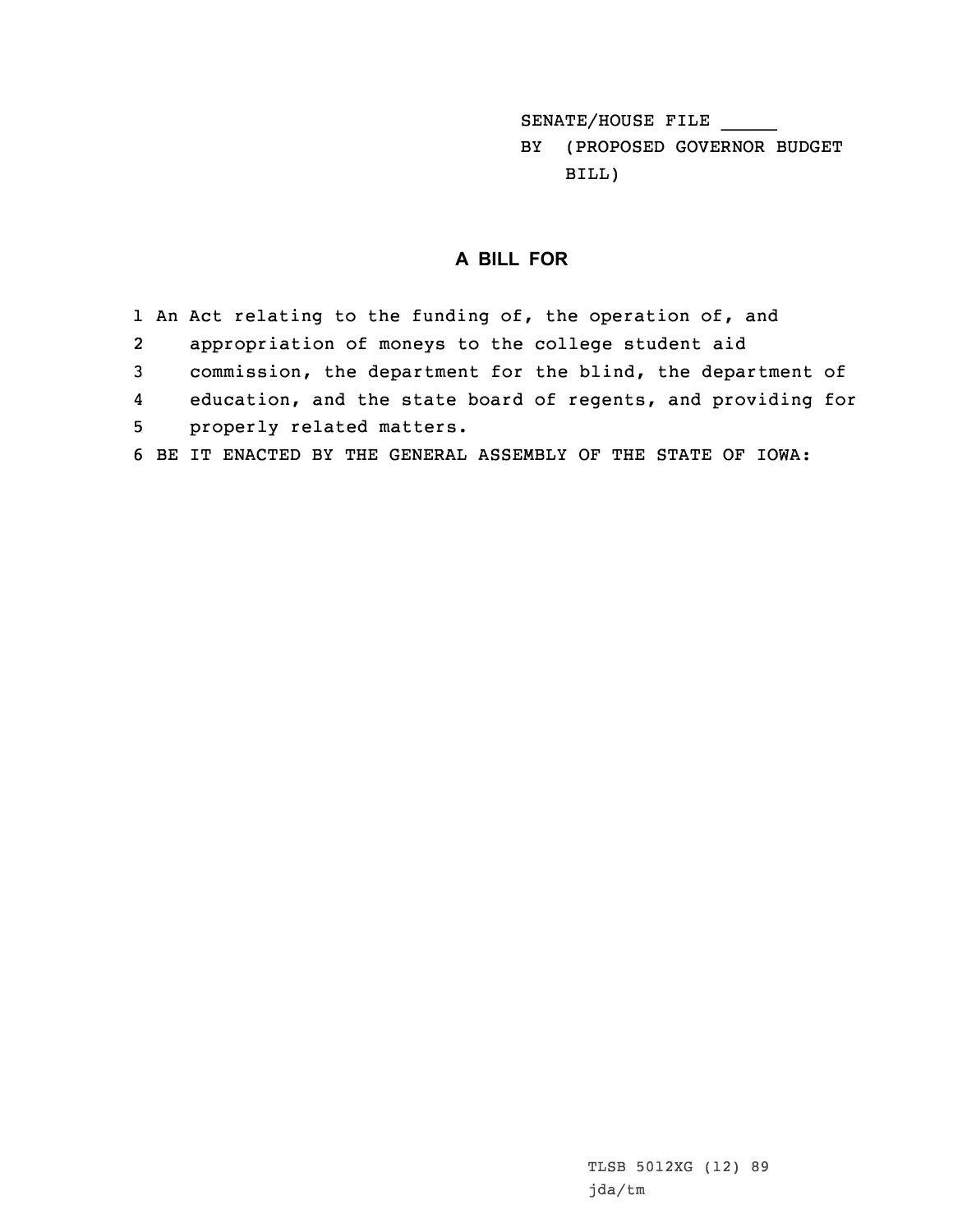SENATE/HOUSE FILE _____
BY (PROPOSED GOVERNOR BUDGET BILL)

## A BILL FOR

1 An Act relating to the funding of, the operation of, and
2 appropriation of moneys to the college student aid
3 commission, the department for the blind, the department of
4 education, and the state board of regents, and providing for
5 properly related matters.
6 BE IT ENACTED BY THE GENERAL ASSEMBLY OF THE STATE OF IOWA:

TLSB 5012XG (12) 89
jda/tm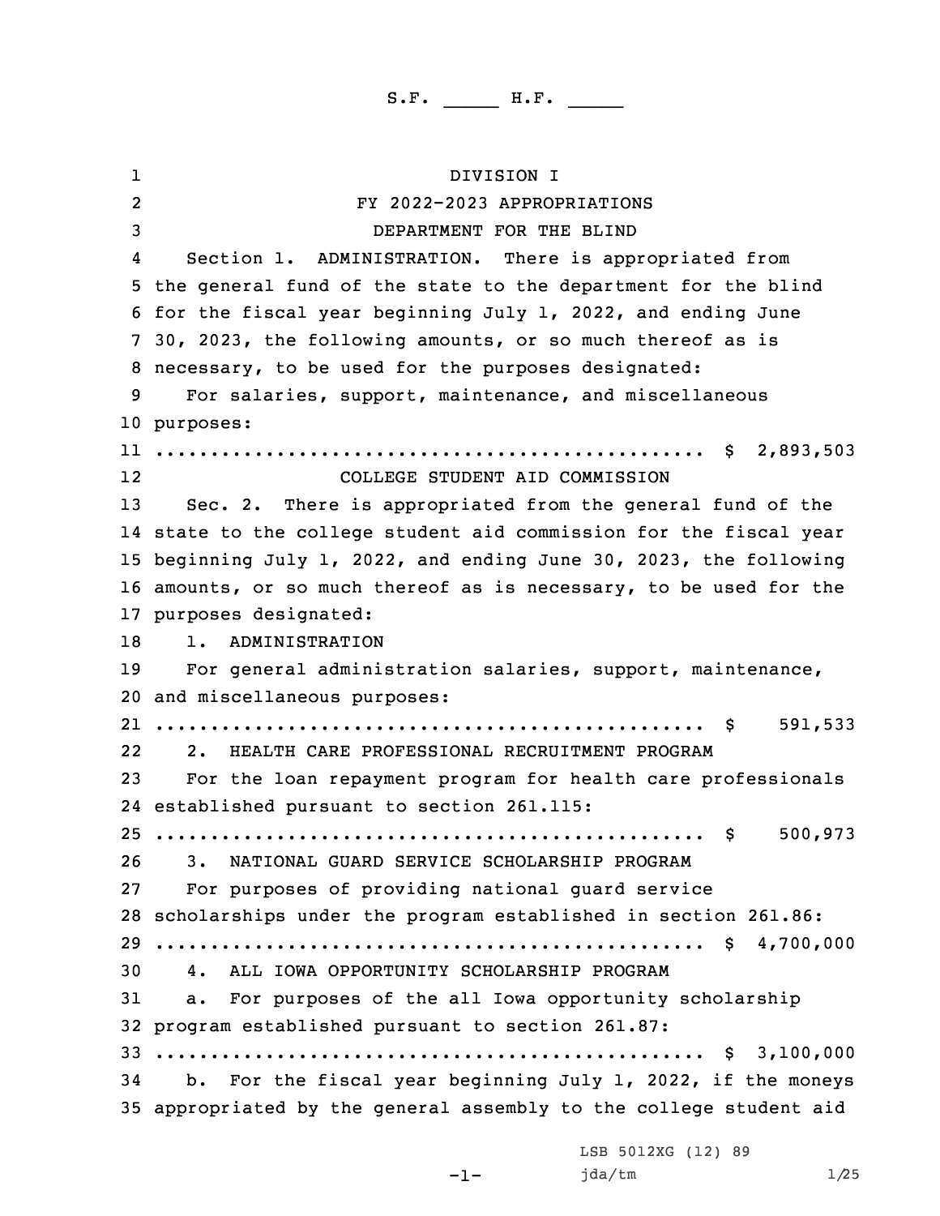S.F. _____ H.F. _____

DIVISION I

FY 2022-2023 APPROPRIATIONS

DEPARTMENT FOR THE BLIND

Section 1. ADMINISTRATION. There is appropriated from the general fund of the state to the department for the blind for the fiscal year beginning July 1, 2022, and ending June 30, 2023, the following amounts, or so much thereof as is necessary, to be used for the purposes designated:

For salaries, support, maintenance, and miscellaneous purposes:

.................................................. $ 2,893,503

COLLEGE STUDENT AID COMMISSION

Sec. 2. There is appropriated from the general fund of the state to the college student aid commission for the fiscal year beginning July 1, 2022, and ending June 30, 2023, the following amounts, or so much thereof as is necessary, to be used for the purposes designated:

1. ADMINISTRATION

For general administration salaries, support, maintenance, and miscellaneous purposes:

.................................................. $ 591,533

2. HEALTH CARE PROFESSIONAL RECRUITMENT PROGRAM

For the loan repayment program for health care professionals established pursuant to section 261.115:

.................................................. $ 500,973

3. NATIONAL GUARD SERVICE SCHOLARSHIP PROGRAM

For purposes of providing national guard service scholarships under the program established in section 261.86:

.................................................. $ 4,700,000

4. ALL IOWA OPPORTUNITY SCHOLARSHIP PROGRAM

a. For purposes of the all Iowa opportunity scholarship program established pursuant to section 261.87:

.................................................. $ 3,100,000

b. For the fiscal year beginning July 1, 2022, if the moneys appropriated by the general assembly to the college student aid

LSB 5012XG (12) 89

jda/tm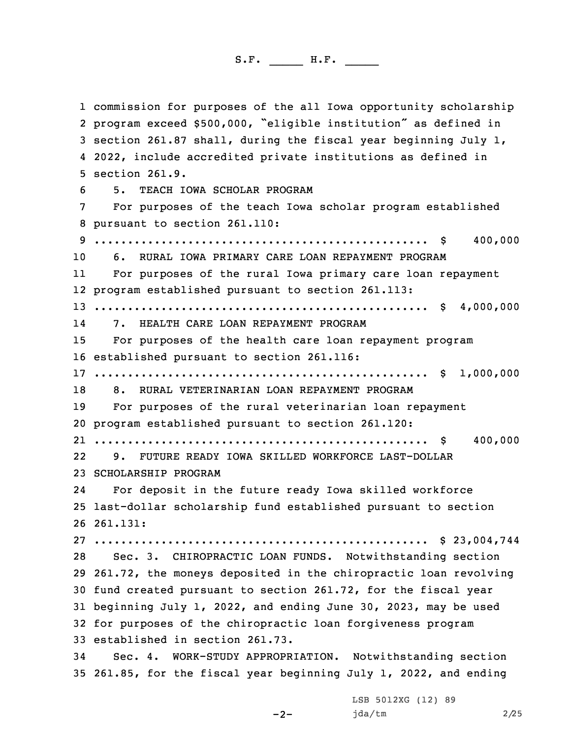commission for purposes of the all Iowa opportunity scholarship program exceed $500,000, "eligible institution" as defined in section 261.87 shall, during the fiscal year beginning July 1, 2022, include accredited private institutions as defined in section 261.9.

5. TEACH IOWA SCHOLAR PROGRAM

For purposes of the teach Iowa scholar program established pursuant to section 261.110:

.................................................. $ 400,000

6. RURAL IOWA PRIMARY CARE LOAN REPAYMENT PROGRAM

For purposes of the rural Iowa primary care loan repayment program established pursuant to section 261.113:

.................................................. $ 4,000,000

7. HEALTH CARE LOAN REPAYMENT PROGRAM

For purposes of the health care loan repayment program established pursuant to section 261.116:

.................................................. $ 1,000,000

8. RURAL VETERINARIAN LOAN REPAYMENT PROGRAM

For purposes of the rural veterinarian loan repayment program established pursuant to section 261.120:

.................................................. $ 400,000

9. FUTURE READY IOWA SKILLED WORKFORCE LAST-DOLLAR SCHOLARSHIP PROGRAM

For deposit in the future ready Iowa skilled workforce last-dollar scholarship fund established pursuant to section 261.131:

.................................................. $ 23,004,744

Sec. 3. CHIROPRACTIC LOAN FUNDS. Notwithstanding section 261.72, the moneys deposited in the chiropractic loan revolving fund created pursuant to section 261.72, for the fiscal year beginning July 1, 2022, and ending June 30, 2023, may be used for purposes of the chiropractic loan forgiveness program established in section 261.73.

Sec. 4. WORK-STUDY APPROPRIATION. Notwithstanding section 261.85, for the fiscal year beginning July 1, 2022, and ending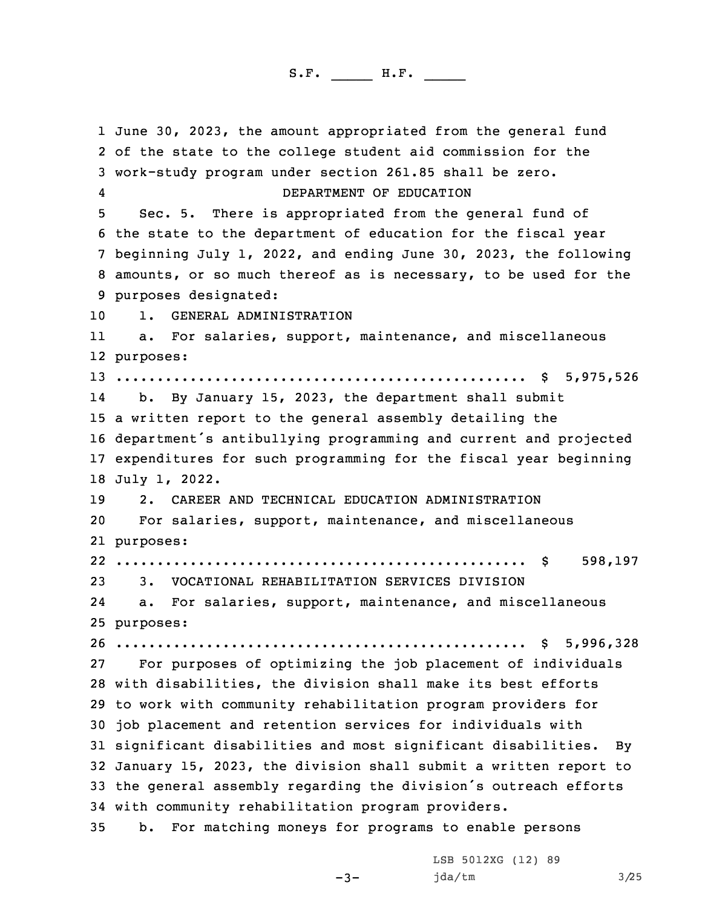June 30, 2023, the amount appropriated from the general fund of the state to the college student aid commission for the work-study program under section 261.85 shall be zero.

DEPARTMENT OF EDUCATION

Sec. 5. There is appropriated from the general fund of the state to the department of education for the fiscal year beginning July 1, 2022, and ending June 30, 2023, the following amounts, or so much thereof as is necessary, to be used for the purposes designated:

1. GENERAL ADMINISTRATION

a. For salaries, support, maintenance, and miscellaneous purposes:

.................................................. $ 5,975,526

b. By January 15, 2023, the department shall submit a written report to the general assembly detailing the department's antibullying programming and current and projected expenditures for such programming for the fiscal year beginning July 1, 2022.

2. CAREER AND TECHNICAL EDUCATION ADMINISTRATION

For salaries, support, maintenance, and miscellaneous purposes:

.................................................. $ 598,197

3. VOCATIONAL REHABILITATION SERVICES DIVISION

a. For salaries, support, maintenance, and miscellaneous purposes:

.................................................. $ 5,996,328

For purposes of optimizing the job placement of individuals with disabilities, the division shall make its best efforts to work with community rehabilitation program providers for job placement and retention services for individuals with significant disabilities and most significant disabilities. By January 15, 2023, the division shall submit a written report to the general assembly regarding the division's outreach efforts with community rehabilitation program providers.

b. For matching moneys for programs to enable persons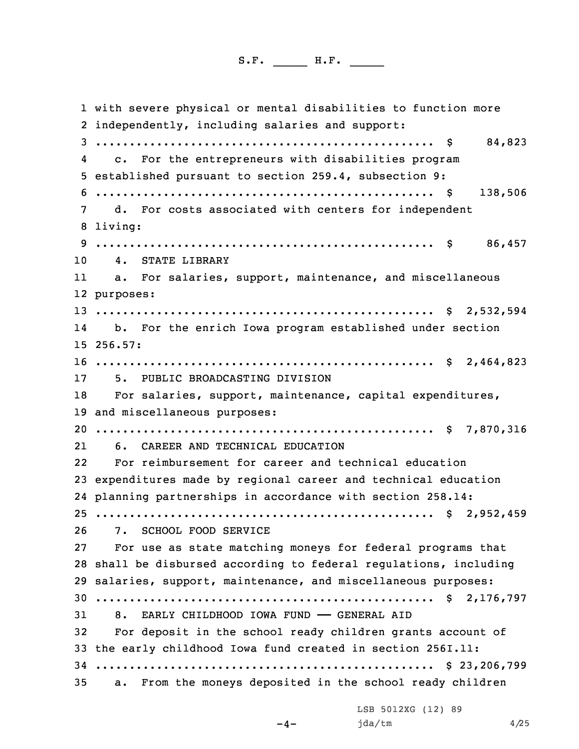with severe physical or mental disabilities to function more independently, including salaries and support:
.................................................. $ 84,823

c. For the entrepreneurs with disabilities program established pursuant to section 259.4, subsection 9:
.................................................. $ 138,506

d. For costs associated with centers for independent living:
.................................................. $ 86,457

4. STATE LIBRARY

a. For salaries, support, maintenance, and miscellaneous purposes:
.................................................. $ 2,532,594

b. For the enrich Iowa program established under section 256.57:
.................................................. $ 2,464,823

5. PUBLIC BROADCASTING DIVISION

For salaries, support, maintenance, capital expenditures, and miscellaneous purposes:
.................................................. $ 7,870,316

6. CAREER AND TECHNICAL EDUCATION

For reimbursement for career and technical education expenditures made by regional career and technical education planning partnerships in accordance with section 258.14:
.................................................. $ 2,952,459

7. SCHOOL FOOD SERVICE

For use as state matching moneys for federal programs that shall be disbursed according to federal regulations, including salaries, support, maintenance, and miscellaneous purposes:
.................................................. $ 2,176,797

8. EARLY CHILDHOOD IOWA FUND —— GENERAL AID

For deposit in the school ready children grants account of the early childhood Iowa fund created in section 256I.11:
.................................................. $ 23,206,799

a. From the moneys deposited in the school ready children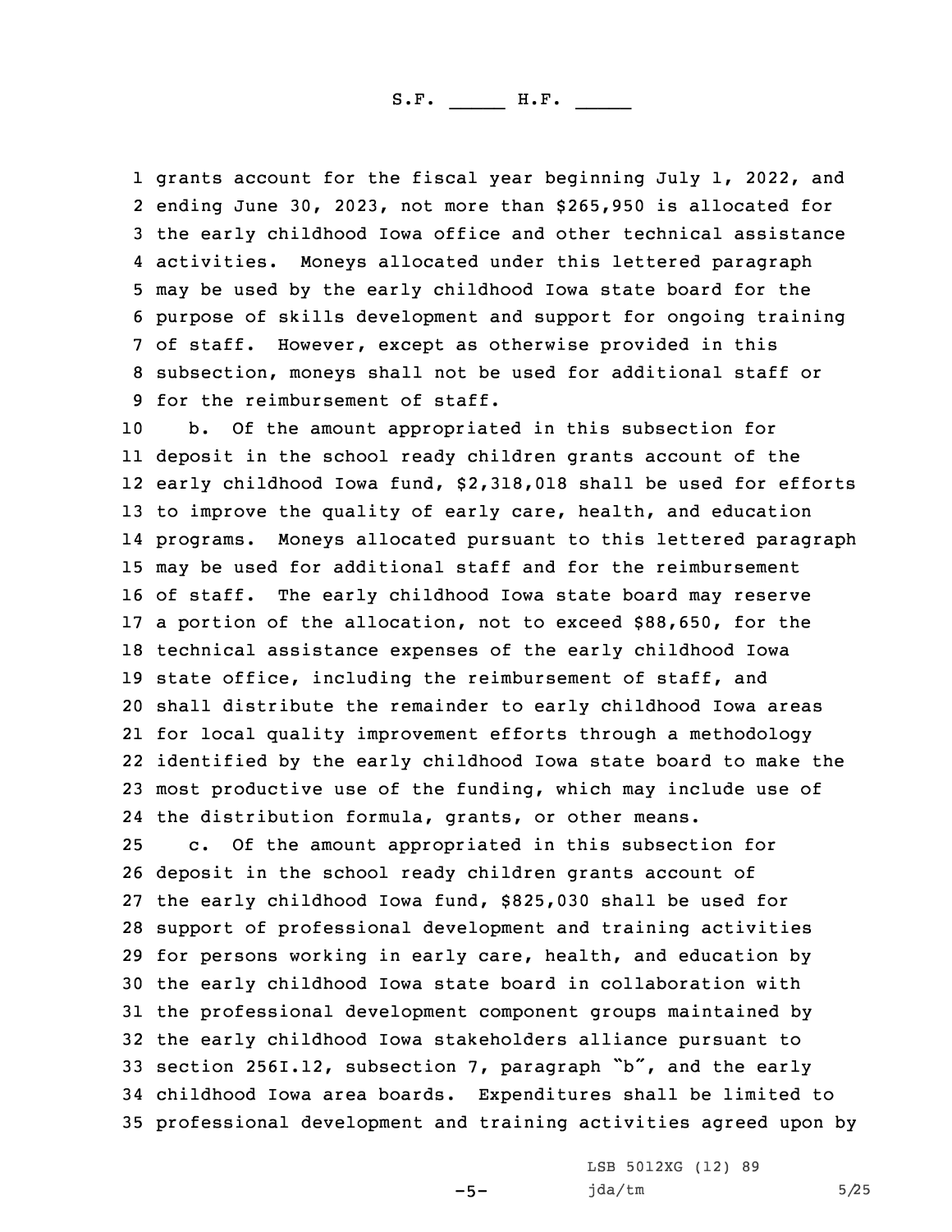grants account for the fiscal year beginning July 1, 2022, and ending June 30, 2023, not more than $265,950 is allocated for the early childhood Iowa office and other technical assistance activities. Moneys allocated under this lettered paragraph may be used by the early childhood Iowa state board for the purpose of skills development and support for ongoing training of staff. However, except as otherwise provided in this subsection, moneys shall not be used for additional staff or for the reimbursement of staff.

b. Of the amount appropriated in this subsection for deposit in the school ready children grants account of the early childhood Iowa fund, $2,318,018 shall be used for efforts to improve the quality of early care, health, and education programs. Moneys allocated pursuant to this lettered paragraph may be used for additional staff and for the reimbursement of staff. The early childhood Iowa state board may reserve a portion of the allocation, not to exceed $88,650, for the technical assistance expenses of the early childhood Iowa state office, including the reimbursement of staff, and shall distribute the remainder to early childhood Iowa areas for local quality improvement efforts through a methodology identified by the early childhood Iowa state board to make the most productive use of the funding, which may include use of the distribution formula, grants, or other means.

c. Of the amount appropriated in this subsection for deposit in the school ready children grants account of the early childhood Iowa fund, $825,030 shall be used for support of professional development and training activities for persons working in early care, health, and education by the early childhood Iowa state board in collaboration with the professional development component groups maintained by the early childhood Iowa stakeholders alliance pursuant to section 256I.12, subsection 7, paragraph "b", and the early childhood Iowa area boards. Expenditures shall be limited to professional development and training activities agreed upon by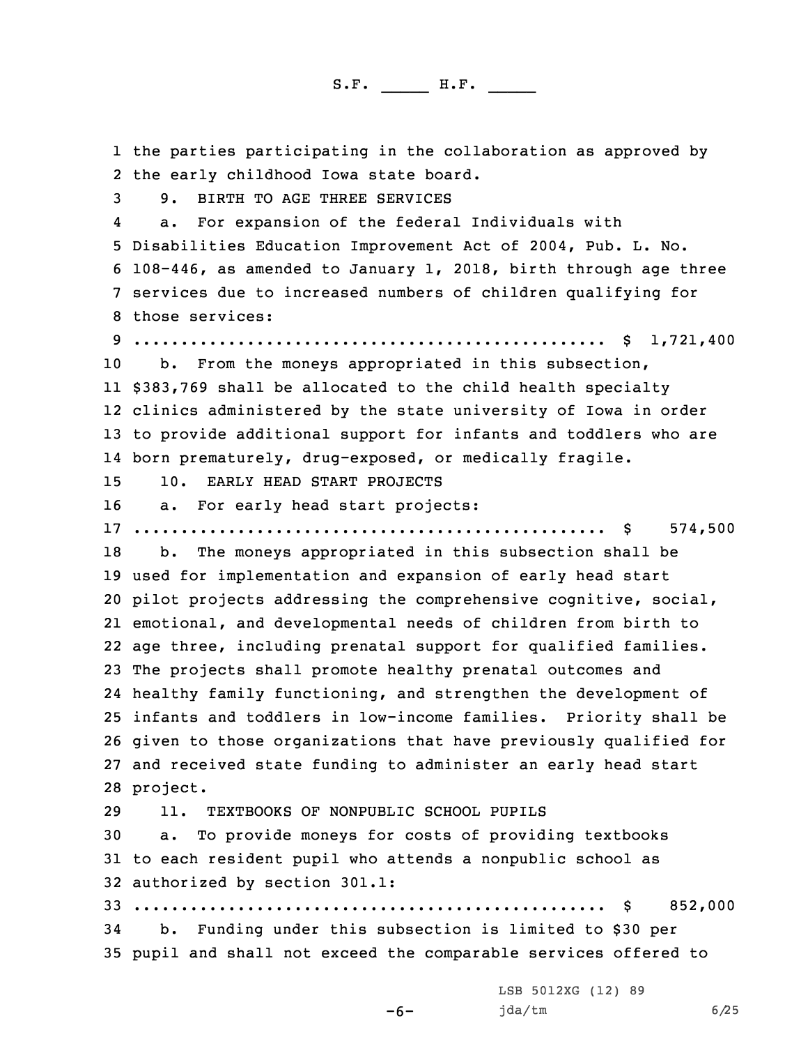the parties participating in the collaboration as approved by the early childhood Iowa state board.

9. BIRTH TO AGE THREE SERVICES

a. For expansion of the federal Individuals with Disabilities Education Improvement Act of 2004, Pub. L. No. 108-446, as amended to January 1, 2018, birth through age three services due to increased numbers of children qualifying for those services:

.................................................. $ 1,721,400

b. From the moneys appropriated in this subsection, $383,769 shall be allocated to the child health specialty clinics administered by the state university of Iowa in order to provide additional support for infants and toddlers who are born prematurely, drug-exposed, or medically fragile.

10. EARLY HEAD START PROJECTS

a. For early head start projects:

.................................................. $ 574,500

b. The moneys appropriated in this subsection shall be used for implementation and expansion of early head start pilot projects addressing the comprehensive cognitive, social, emotional, and developmental needs of children from birth to age three, including prenatal support for qualified families. The projects shall promote healthy prenatal outcomes and healthy family functioning, and strengthen the development of infants and toddlers in low-income families. Priority shall be given to those organizations that have previously qualified for and received state funding to administer an early head start project.

11. TEXTBOOKS OF NONPUBLIC SCHOOL PUPILS

a. To provide moneys for costs of providing textbooks to each resident pupil who attends a nonpublic school as authorized by section 301.1:

.................................................. $ 852,000

b. Funding under this subsection is limited to $30 per pupil and shall not exceed the comparable services offered to

LSB 5012XG (12) 89
jda/tm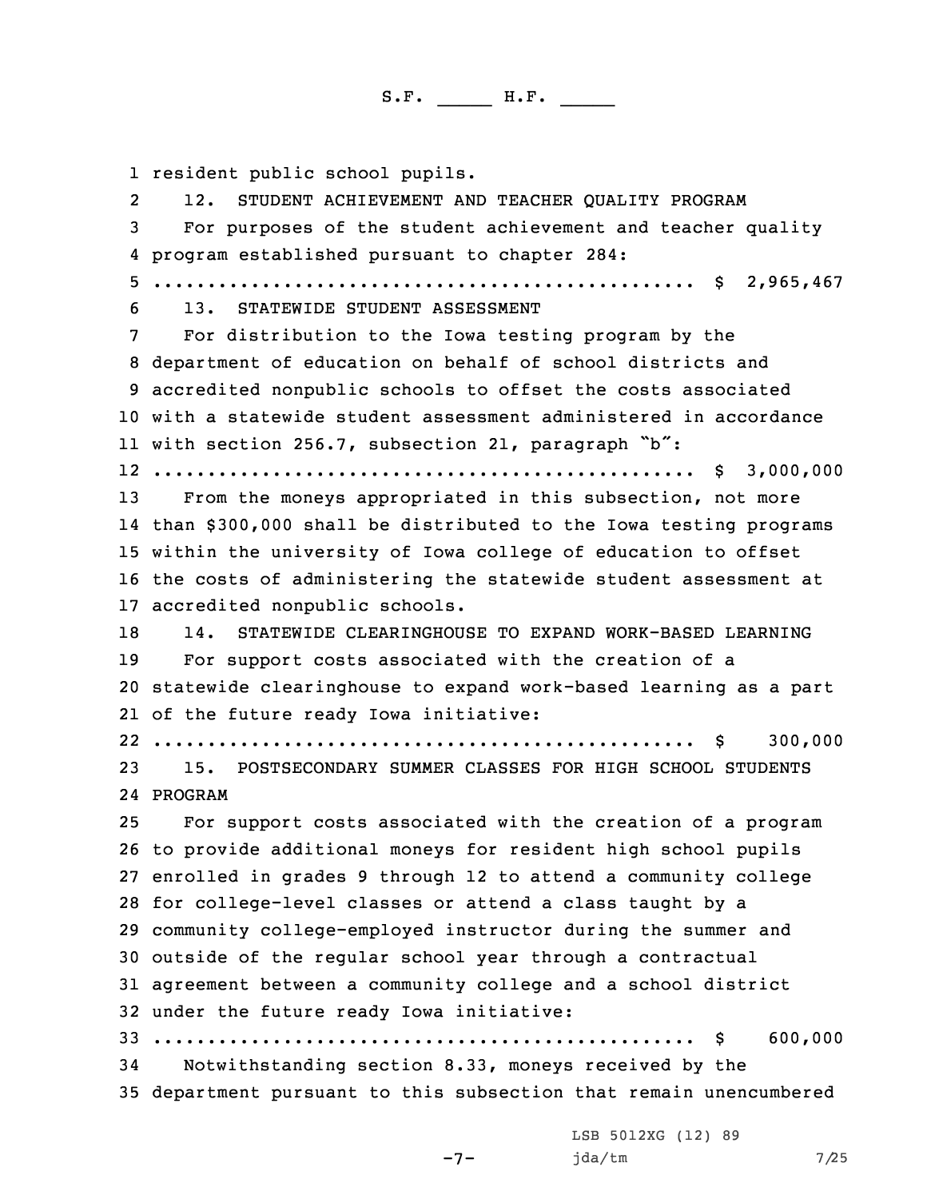resident public school pupils.

12. STUDENT ACHIEVEMENT AND TEACHER QUALITY PROGRAM

For purposes of the student achievement and teacher quality program established pursuant to chapter 284:

.................................................. $ 2,965,467

13. STATEWIDE STUDENT ASSESSMENT

For distribution to the Iowa testing program by the department of education on behalf of school districts and accredited nonpublic schools to offset the costs associated with a statewide student assessment administered in accordance with section 256.7, subsection 21, paragraph "b":

.................................................. $ 3,000,000

From the moneys appropriated in this subsection, not more than $300,000 shall be distributed to the Iowa testing programs within the university of Iowa college of education to offset the costs of administering the statewide student assessment at accredited nonpublic schools.

14. STATEWIDE CLEARINGHOUSE TO EXPAND WORK-BASED LEARNING

For support costs associated with the creation of a statewide clearinghouse to expand work-based learning as a part of the future ready Iowa initiative:

.................................................. $ 300,000

15. POSTSECONDARY SUMMER CLASSES FOR HIGH SCHOOL STUDENTS PROGRAM

For support costs associated with the creation of a program to provide additional moneys for resident high school pupils enrolled in grades 9 through 12 to attend a community college for college-level classes or attend a class taught by a community college-employed instructor during the summer and outside of the regular school year through a contractual agreement between a community college and a school district under the future ready Iowa initiative:

.................................................. $ 600,000

Notwithstanding section 8.33, moneys received by the department pursuant to this subsection that remain unencumbered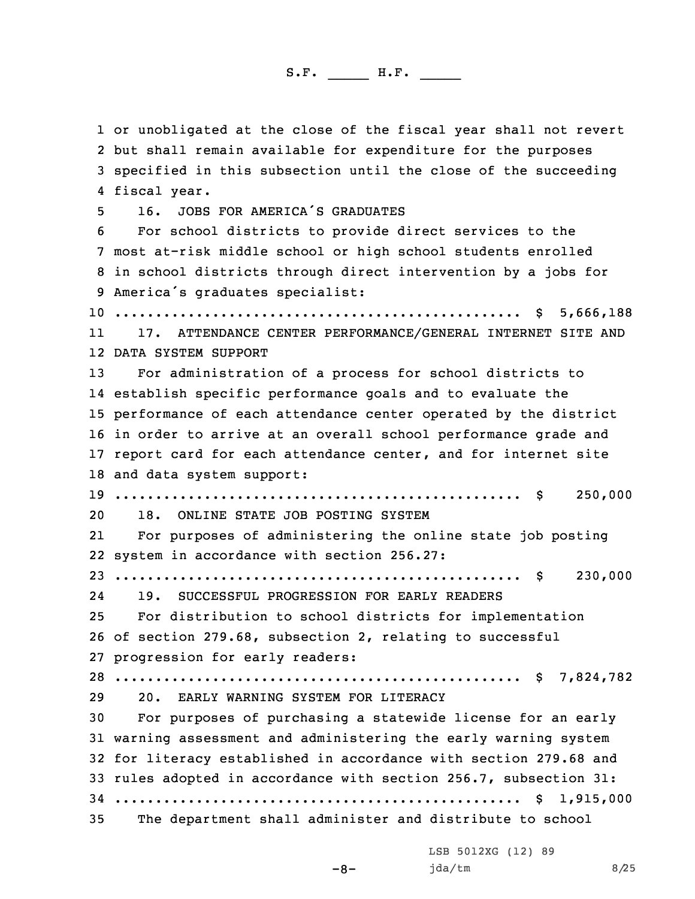or unobligated at the close of the fiscal year shall not revert but shall remain available for expenditure for the purposes specified in this subsection until the close of the succeeding fiscal year.

16. JOBS FOR AMERICA'S GRADUATES

For school districts to provide direct services to the most at-risk middle school or high school students enrolled in school districts through direct intervention by a jobs for America's graduates specialist:

.................................................. $ 5,666,188

17. ATTENDANCE CENTER PERFORMANCE/GENERAL INTERNET SITE AND DATA SYSTEM SUPPORT

For administration of a process for school districts to establish specific performance goals and to evaluate the performance of each attendance center operated by the district in order to arrive at an overall school performance grade and report card for each attendance center, and for internet site and data system support:

.................................................. $ 250,000

18. ONLINE STATE JOB POSTING SYSTEM

For purposes of administering the online state job posting system in accordance with section 256.27:

.................................................. $ 230,000

19. SUCCESSFUL PROGRESSION FOR EARLY READERS

For distribution to school districts for implementation of section 279.68, subsection 2, relating to successful progression for early readers:

.................................................. $ 7,824,782

20. EARLY WARNING SYSTEM FOR LITERACY

For purposes of purchasing a statewide license for an early warning assessment and administering the early warning system for literacy established in accordance with section 279.68 and rules adopted in accordance with section 256.7, subsection 31:

.................................................. $ 1,915,000

The department shall administer and distribute to school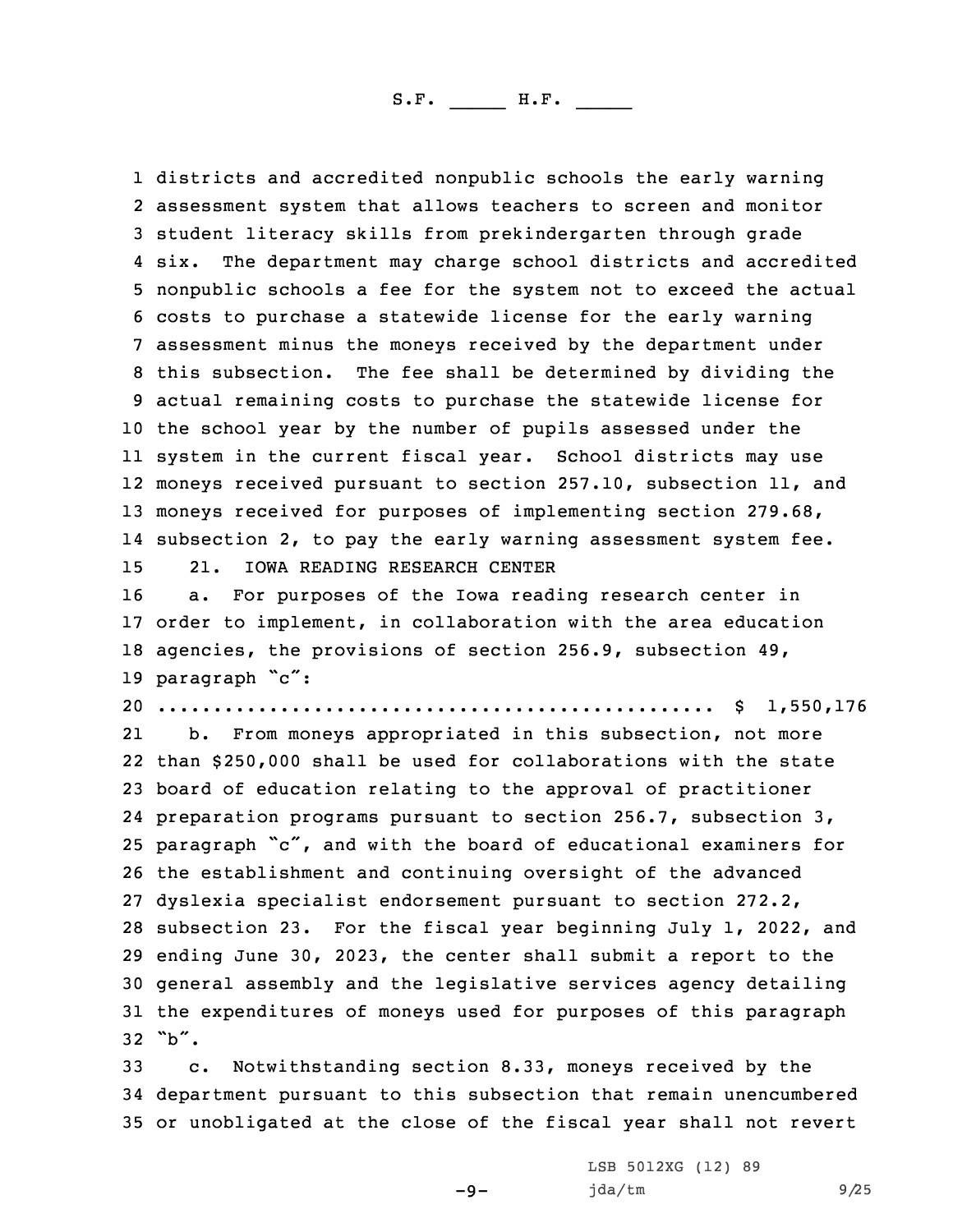districts and accredited nonpublic schools the early warning assessment system that allows teachers to screen and monitor student literacy skills from prekindergarten through grade six. The department may charge school districts and accredited nonpublic schools a fee for the system not to exceed the actual costs to purchase a statewide license for the early warning assessment minus the moneys received by the department under this subsection. The fee shall be determined by dividing the actual remaining costs to purchase the statewide license for the school year by the number of pupils assessed under the system in the current fiscal year. School districts may use moneys received pursuant to section 257.10, subsection 11, and moneys received for purposes of implementing section 279.68, subsection 2, to pay the early warning assessment system fee.

21. IOWA READING RESEARCH CENTER

a. For purposes of the Iowa reading research center in order to implement, in collaboration with the area education agencies, the provisions of section 256.9, subsection 49, paragraph "c":

.................................................. $ 1,550,176

b. From moneys appropriated in this subsection, not more than $250,000 shall be used for collaborations with the state board of education relating to the approval of practitioner preparation programs pursuant to section 256.7, subsection 3, paragraph "c", and with the board of educational examiners for the establishment and continuing oversight of the advanced dyslexia specialist endorsement pursuant to section 272.2, subsection 23. For the fiscal year beginning July 1, 2022, and ending June 30, 2023, the center shall submit a report to the general assembly and the legislative services agency detailing the expenditures of moneys used for purposes of this paragraph "b".

c. Notwithstanding section 8.33, moneys received by the department pursuant to this subsection that remain unencumbered or unobligated at the close of the fiscal year shall not revert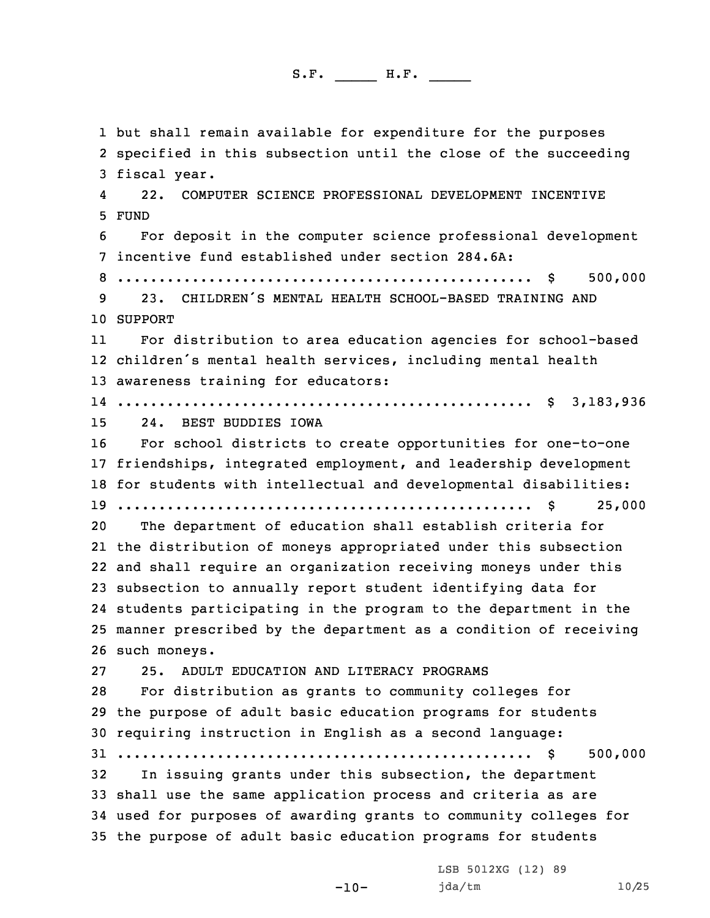but shall remain available for expenditure for the purposes specified in this subsection until the close of the succeeding fiscal year.

22. COMPUTER SCIENCE PROFESSIONAL DEVELOPMENT INCENTIVE FUND

For deposit in the computer science professional development incentive fund established under section 284.6A:

.................................................. $ 500,000

23. CHILDREN'S MENTAL HEALTH SCHOOL-BASED TRAINING AND SUPPORT

For distribution to area education agencies for school-based children's mental health services, including mental health awareness training for educators:

.................................................. $ 3,183,936

24. BEST BUDDIES IOWA

For school districts to create opportunities for one-to-one friendships, integrated employment, and leadership development for students with intellectual and developmental disabilities:

.................................................. $ 25,000

The department of education shall establish criteria for the distribution of moneys appropriated under this subsection and shall require an organization receiving moneys under this subsection to annually report student identifying data for students participating in the program to the department in the manner prescribed by the department as a condition of receiving such moneys.

25. ADULT EDUCATION AND LITERACY PROGRAMS

For distribution as grants to community colleges for the purpose of adult basic education programs for students requiring instruction in English as a second language:

.................................................. $ 500,000

In issuing grants under this subsection, the department shall use the same application process and criteria as are used for purposes of awarding grants to community colleges for the purpose of adult basic education programs for students

LSB 5012XG (12) 89

jda/tm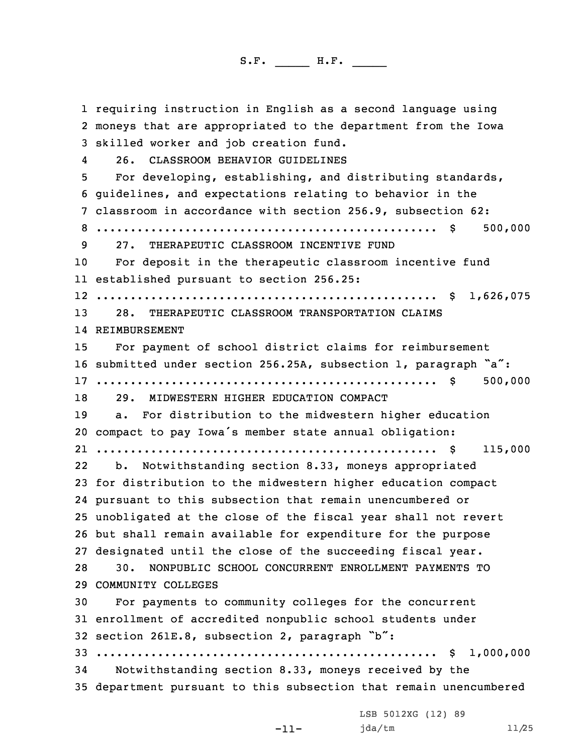requiring instruction in English as a second language using moneys that are appropriated to the department from the Iowa skilled worker and job creation fund.

26. CLASSROOM BEHAVIOR GUIDELINES

For developing, establishing, and distributing standards, guidelines, and expectations relating to behavior in the classroom in accordance with section 256.9, subsection 62:
.................................................. $ 500,000

27. THERAPEUTIC CLASSROOM INCENTIVE FUND

For deposit in the therapeutic classroom incentive fund established pursuant to section 256.25:
.................................................. $ 1,626,075

28. THERAPEUTIC CLASSROOM TRANSPORTATION CLAIMS REIMBURSEMENT

For payment of school district claims for reimbursement submitted under section 256.25A, subsection 1, paragraph "a":
.................................................. $ 500,000

29. MIDWESTERN HIGHER EDUCATION COMPACT

a. For distribution to the midwestern higher education compact to pay Iowa's member state annual obligation:
.................................................. $ 115,000

b. Notwithstanding section 8.33, moneys appropriated for distribution to the midwestern higher education compact pursuant to this subsection that remain unencumbered or unobligated at the close of the fiscal year shall not revert but shall remain available for expenditure for the purpose designated until the close of the succeeding fiscal year.

30. NONPUBLIC SCHOOL CONCURRENT ENROLLMENT PAYMENTS TO COMMUNITY COLLEGES

For payments to community colleges for the concurrent enrollment of accredited nonpublic school students under section 261E.8, subsection 2, paragraph "b":
.................................................. $ 1,000,000

Notwithstanding section 8.33, moneys received by the department pursuant to this subsection that remain unencumbered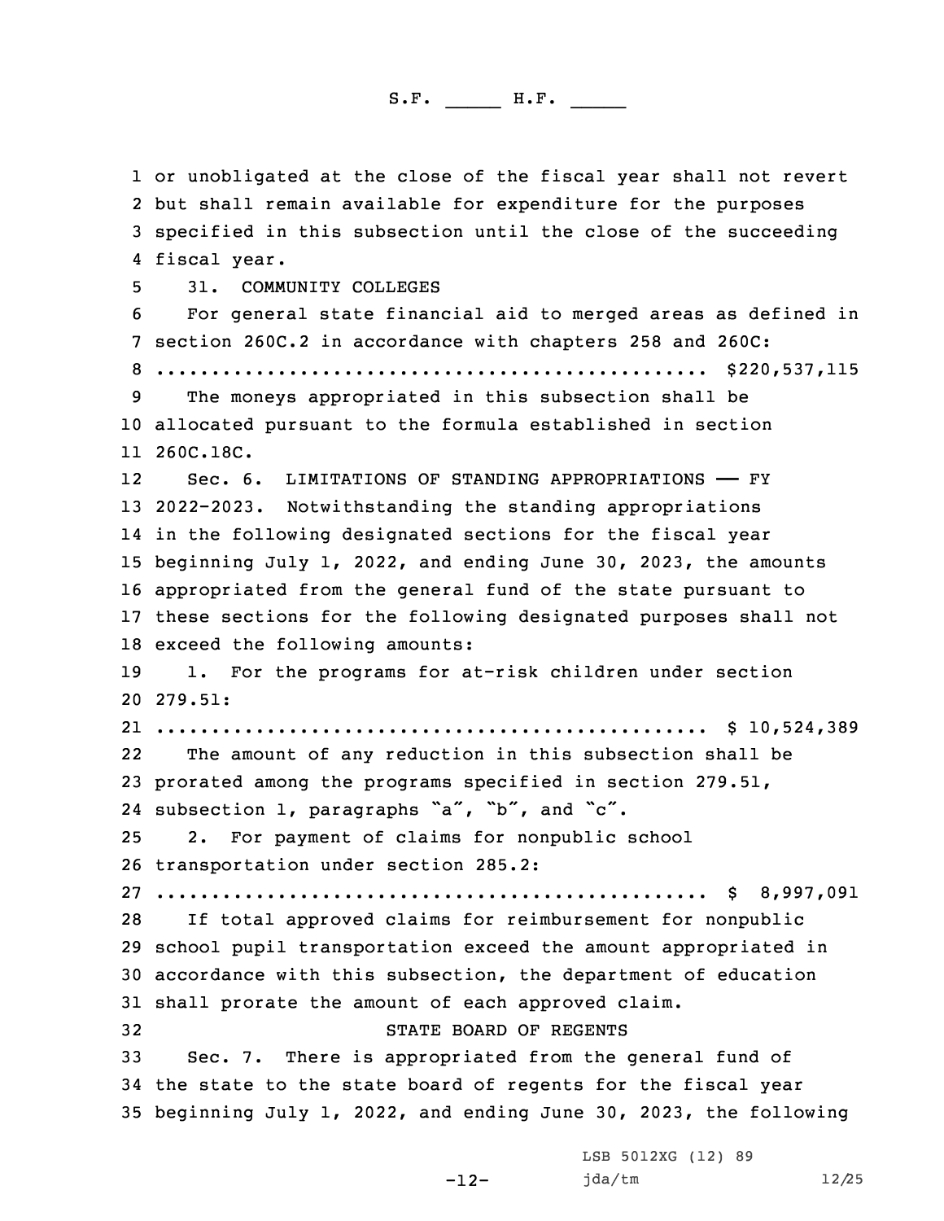or unobligated at the close of the fiscal year shall not revert but shall remain available for expenditure for the purposes specified in this subsection until the close of the succeeding fiscal year.

31. COMMUNITY COLLEGES

For general state financial aid to merged areas as defined in section 260C.2 in accordance with chapters 258 and 260C:
.................................................. $220,537,115

The moneys appropriated in this subsection shall be allocated pursuant to the formula established in section 260C.18C.

Sec. 6. LIMITATIONS OF STANDING APPROPRIATIONS —— FY 2022-2023. Notwithstanding the standing appropriations in the following designated sections for the fiscal year beginning July 1, 2022, and ending June 30, 2023, the amounts appropriated from the general fund of the state pursuant to these sections for the following designated purposes shall not exceed the following amounts:

1. For the programs for at-risk children under section 279.51:
.................................................. $ 10,524,389

The amount of any reduction in this subsection shall be prorated among the programs specified in section 279.51, subsection 1, paragraphs "a", "b", and "c".

2. For payment of claims for nonpublic school transportation under section 285.2:
.................................................. $ 8,997,091

If total approved claims for reimbursement for nonpublic school pupil transportation exceed the amount appropriated in accordance with this subsection, the department of education shall prorate the amount of each approved claim.

STATE BOARD OF REGENTS

Sec. 7. There is appropriated from the general fund of the state to the state board of regents for the fiscal year beginning July 1, 2022, and ending June 30, 2023, the following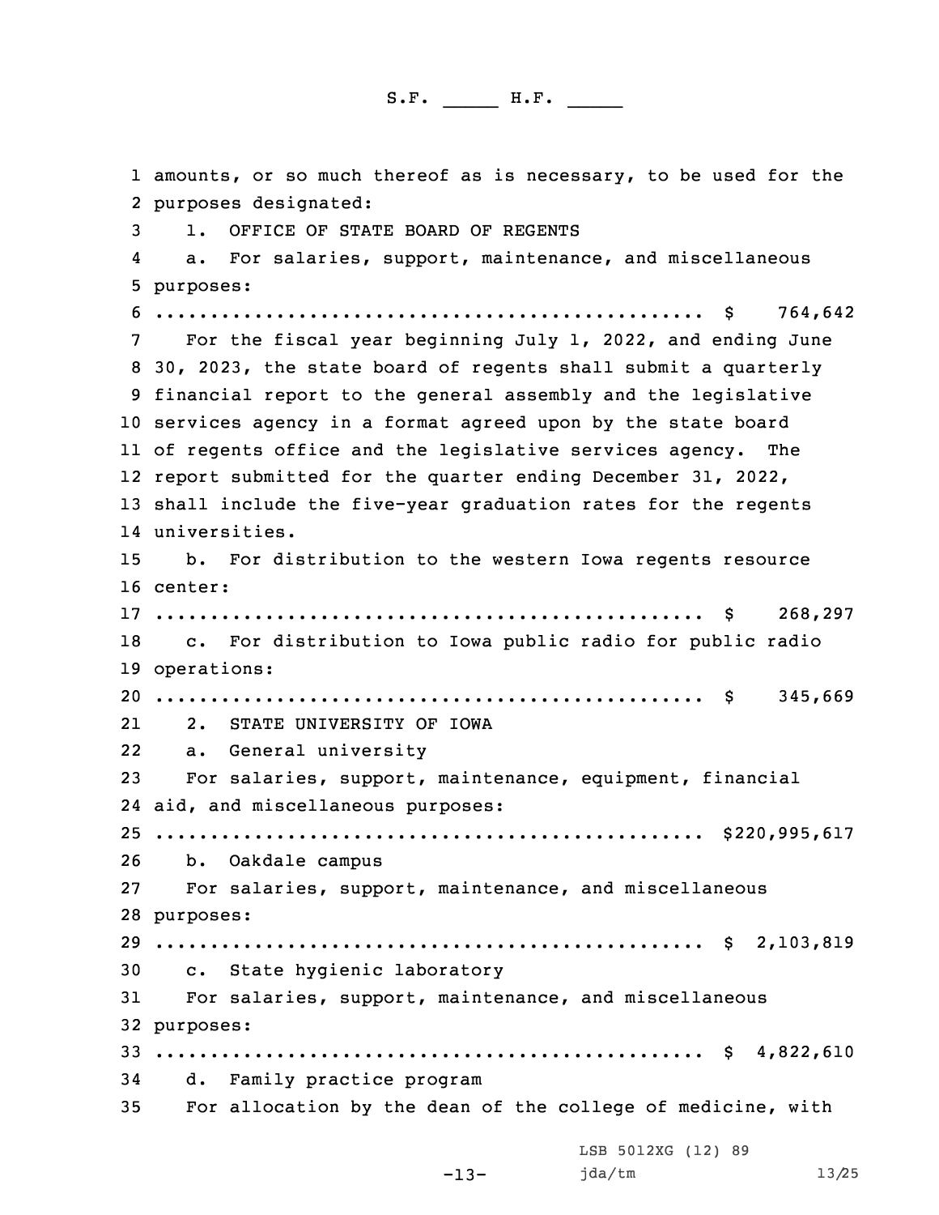amounts, or so much thereof as is necessary, to be used for the purposes designated:

1. OFFICE OF STATE BOARD OF REGENTS

a. For salaries, support, maintenance, and miscellaneous purposes:

.................................................. $ 764,642

For the fiscal year beginning July 1, 2022, and ending June 30, 2023, the state board of regents shall submit a quarterly financial report to the general assembly and the legislative services agency in a format agreed upon by the state board of regents office and the legislative services agency. The report submitted for the quarter ending December 31, 2022, shall include the five-year graduation rates for the regents universities.

b. For distribution to the western Iowa regents resource center:

.................................................. $ 268,297

c. For distribution to Iowa public radio for public radio operations:

.................................................. $ 345,669

2. STATE UNIVERSITY OF IOWA

a. General university

For salaries, support, maintenance, equipment, financial aid, and miscellaneous purposes:

.................................................. $220,995,617

b. Oakdale campus

For salaries, support, maintenance, and miscellaneous purposes:

.................................................. $ 2,103,819

c. State hygienic laboratory

For salaries, support, maintenance, and miscellaneous purposes:

.................................................. $ 4,822,610

d. Family practice program

For allocation by the dean of the college of medicine, with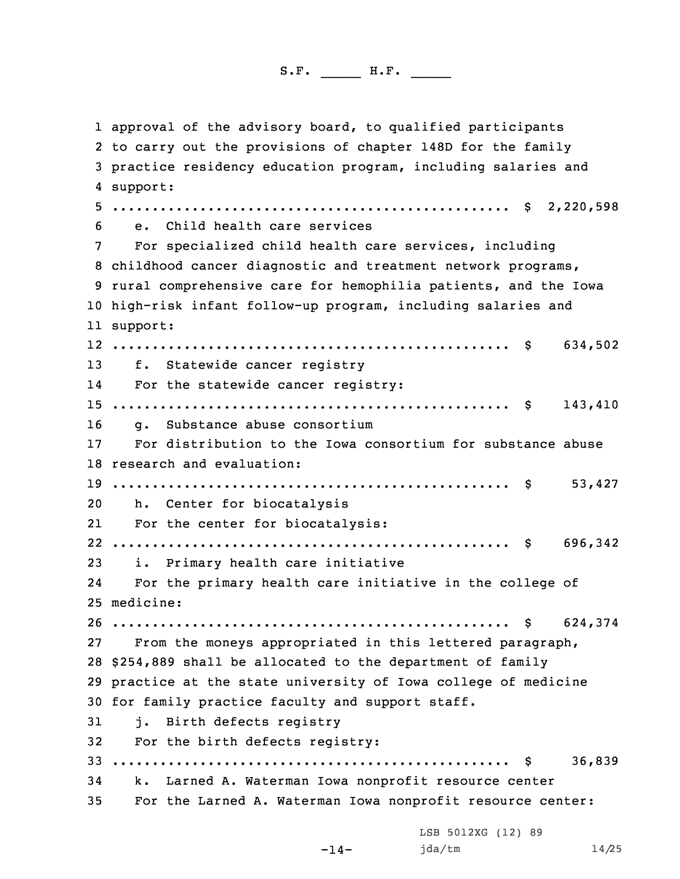approval of the advisory board, to qualified participants to carry out the provisions of chapter 148D for the family practice residency education program, including salaries and support:

.................................................. $ 2,220,598

e. Child health care services

For specialized child health care services, including childhood cancer diagnostic and treatment network programs, rural comprehensive care for hemophilia patients, and the Iowa high-risk infant follow-up program, including salaries and support:

.................................................. $ 634,502

f. Statewide cancer registry

For the statewide cancer registry:

.................................................. $ 143,410

g. Substance abuse consortium

For distribution to the Iowa consortium for substance abuse research and evaluation:

.................................................. $ 53,427

h. Center for biocatalysis

For the center for biocatalysis:

.................................................. $ 696,342

i. Primary health care initiative

For the primary health care initiative in the college of medicine:

.................................................. $ 624,374

From the moneys appropriated in this lettered paragraph, $254,889 shall be allocated to the department of family practice at the state university of Iowa college of medicine for family practice faculty and support staff.

j. Birth defects registry

For the birth defects registry:

.................................................. $ 36,839

k. Larned A. Waterman Iowa nonprofit resource center

For the Larned A. Waterman Iowa nonprofit resource center: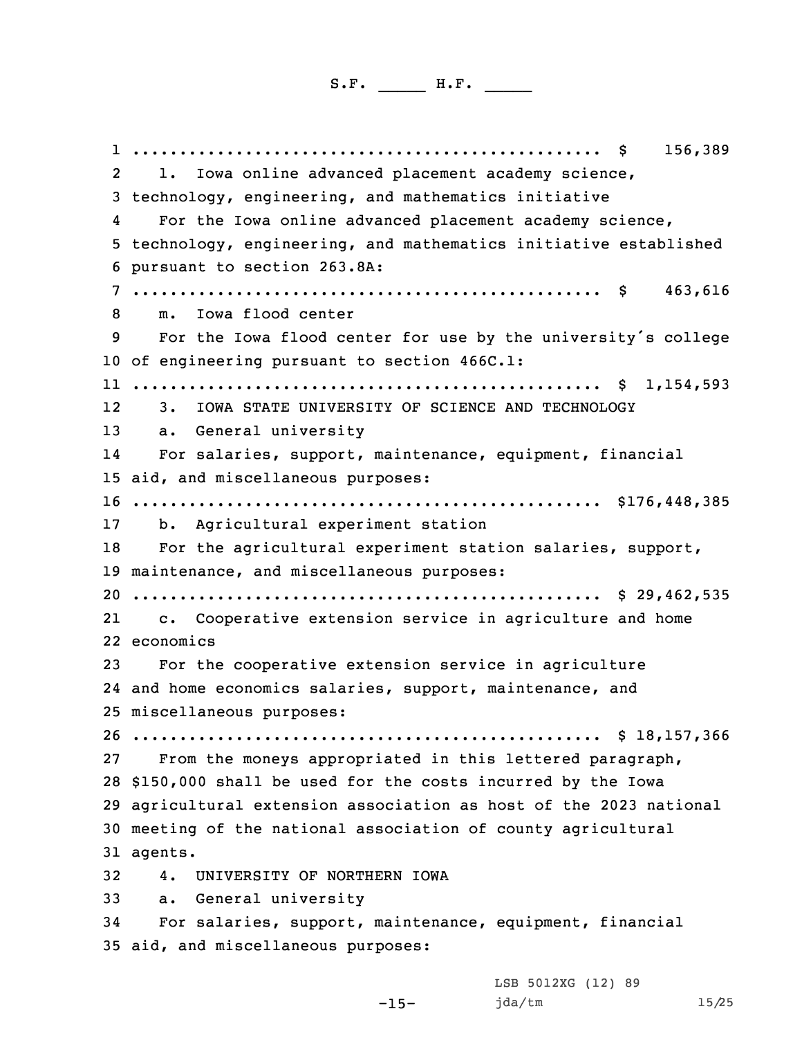.................................................. $ 156,389

l. Iowa online advanced placement academy science, technology, engineering, and mathematics initiative

For the Iowa online advanced placement academy science, technology, engineering, and mathematics initiative established pursuant to section 263.8A:

.................................................. $ 463,616

m. Iowa flood center

For the Iowa flood center for use by the university's college of engineering pursuant to section 466C.1:

.................................................. $ 1,154,593

3. IOWA STATE UNIVERSITY OF SCIENCE AND TECHNOLOGY

a. General university

For salaries, support, maintenance, equipment, financial aid, and miscellaneous purposes:

.................................................. $176,448,385

b. Agricultural experiment station

For the agricultural experiment station salaries, support, maintenance, and miscellaneous purposes:

.................................................. $ 29,462,535

c. Cooperative extension service in agriculture and home economics

For the cooperative extension service in agriculture and home economics salaries, support, maintenance, and miscellaneous purposes:

.................................................. $ 18,157,366

From the moneys appropriated in this lettered paragraph, $150,000 shall be used for the costs incurred by the Iowa agricultural extension association as host of the 2023 national meeting of the national association of county agricultural agents.

4. UNIVERSITY OF NORTHERN IOWA

a. General university

For salaries, support, maintenance, equipment, financial aid, and miscellaneous purposes: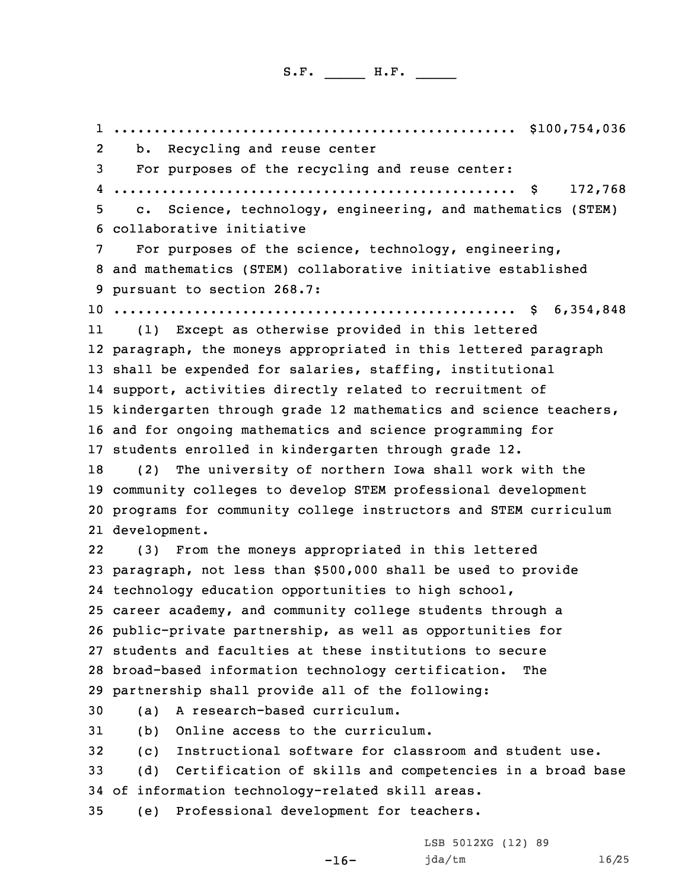.................................................. $100,754,036

b. Recycling and reuse center

For purposes of the recycling and reuse center:

.................................................. $ 172,768

c. Science, technology, engineering, and mathematics (STEM) collaborative initiative

For purposes of the science, technology, engineering, and mathematics (STEM) collaborative initiative established pursuant to section 268.7:

.................................................. $ 6,354,848

(1) Except as otherwise provided in this lettered paragraph, the moneys appropriated in this lettered paragraph shall be expended for salaries, staffing, institutional support, activities directly related to recruitment of kindergarten through grade 12 mathematics and science teachers, and for ongoing mathematics and science programming for students enrolled in kindergarten through grade 12.

(2) The university of northern Iowa shall work with the community colleges to develop STEM professional development programs for community college instructors and STEM curriculum development.

(3) From the moneys appropriated in this lettered paragraph, not less than $500,000 shall be used to provide technology education opportunities to high school, career academy, and community college students through a public-private partnership, as well as opportunities for students and faculties at these institutions to secure broad-based information technology certification. The partnership shall provide all of the following:

(a) A research-based curriculum.

(b) Online access to the curriculum.

(c) Instructional software for classroom and student use.

(d) Certification of skills and competencies in a broad base of information technology-related skill areas.

(e) Professional development for teachers.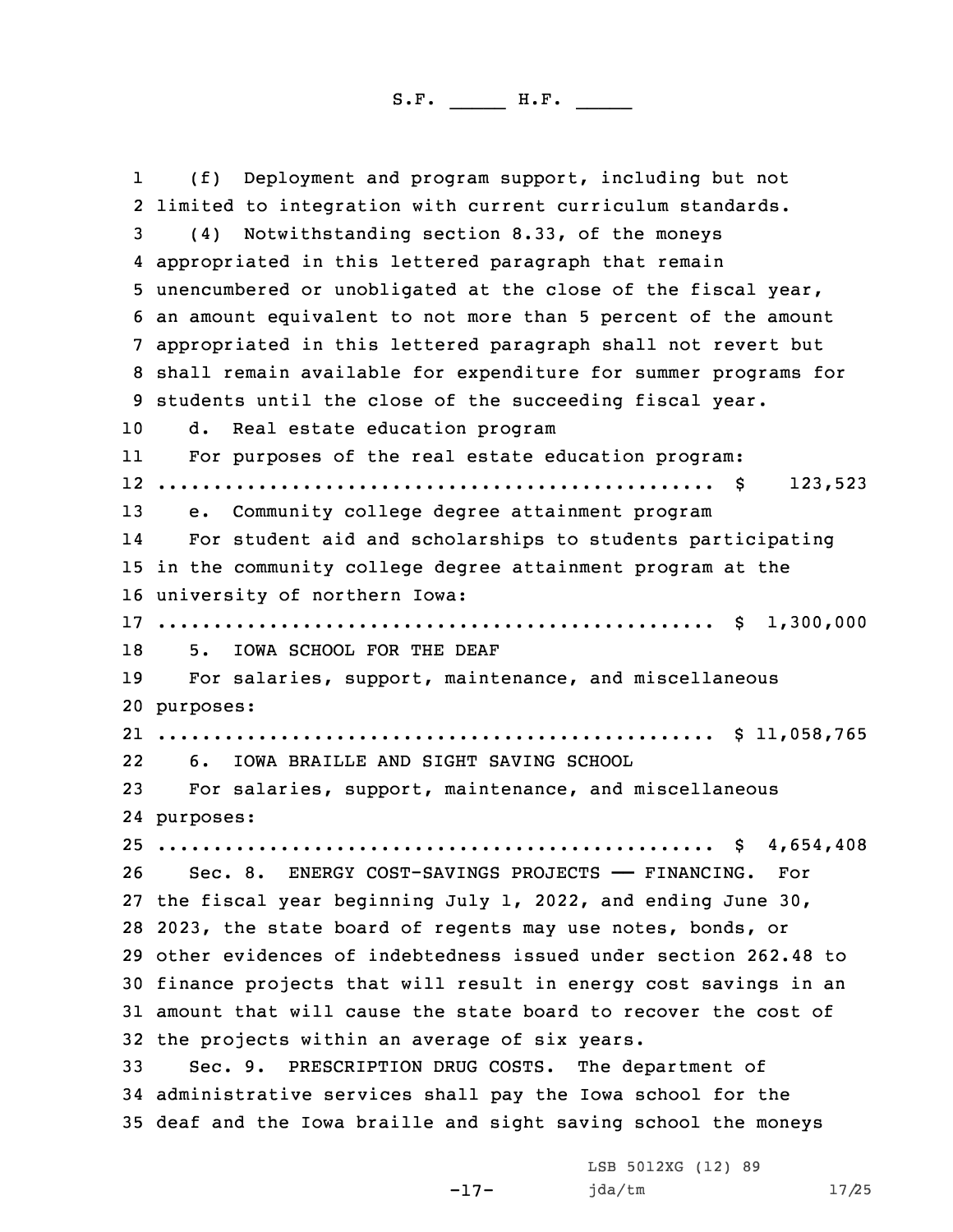(f) Deployment and program support, including but not limited to integration with current curriculum standards.

(4) Notwithstanding section 8.33, of the moneys appropriated in this lettered paragraph that remain unencumbered or unobligated at the close of the fiscal year, an amount equivalent to not more than 5 percent of the amount appropriated in this lettered paragraph shall not revert but shall remain available for expenditure for summer programs for students until the close of the succeeding fiscal year.

d. Real estate education program

For purposes of the real estate education program:

.................................................. $ 123,523

e. Community college degree attainment program

For student aid and scholarships to students participating in the community college degree attainment program at the university of northern Iowa:

.................................................. $ 1,300,000

5. IOWA SCHOOL FOR THE DEAF

For salaries, support, maintenance, and miscellaneous purposes:

.................................................. $ 11,058,765

6. IOWA BRAILLE AND SIGHT SAVING SCHOOL

For salaries, support, maintenance, and miscellaneous purposes:

.................................................. $ 4,654,408

Sec. 8. ENERGY COST-SAVINGS PROJECTS —— FINANCING. For the fiscal year beginning July 1, 2022, and ending June 30, 2023, the state board of regents may use notes, bonds, or other evidences of indebtedness issued under section 262.48 to finance projects that will result in energy cost savings in an amount that will cause the state board to recover the cost of the projects within an average of six years.

Sec. 9. PRESCRIPTION DRUG COSTS. The department of administrative services shall pay the Iowa school for the deaf and the Iowa braille and sight saving school the moneys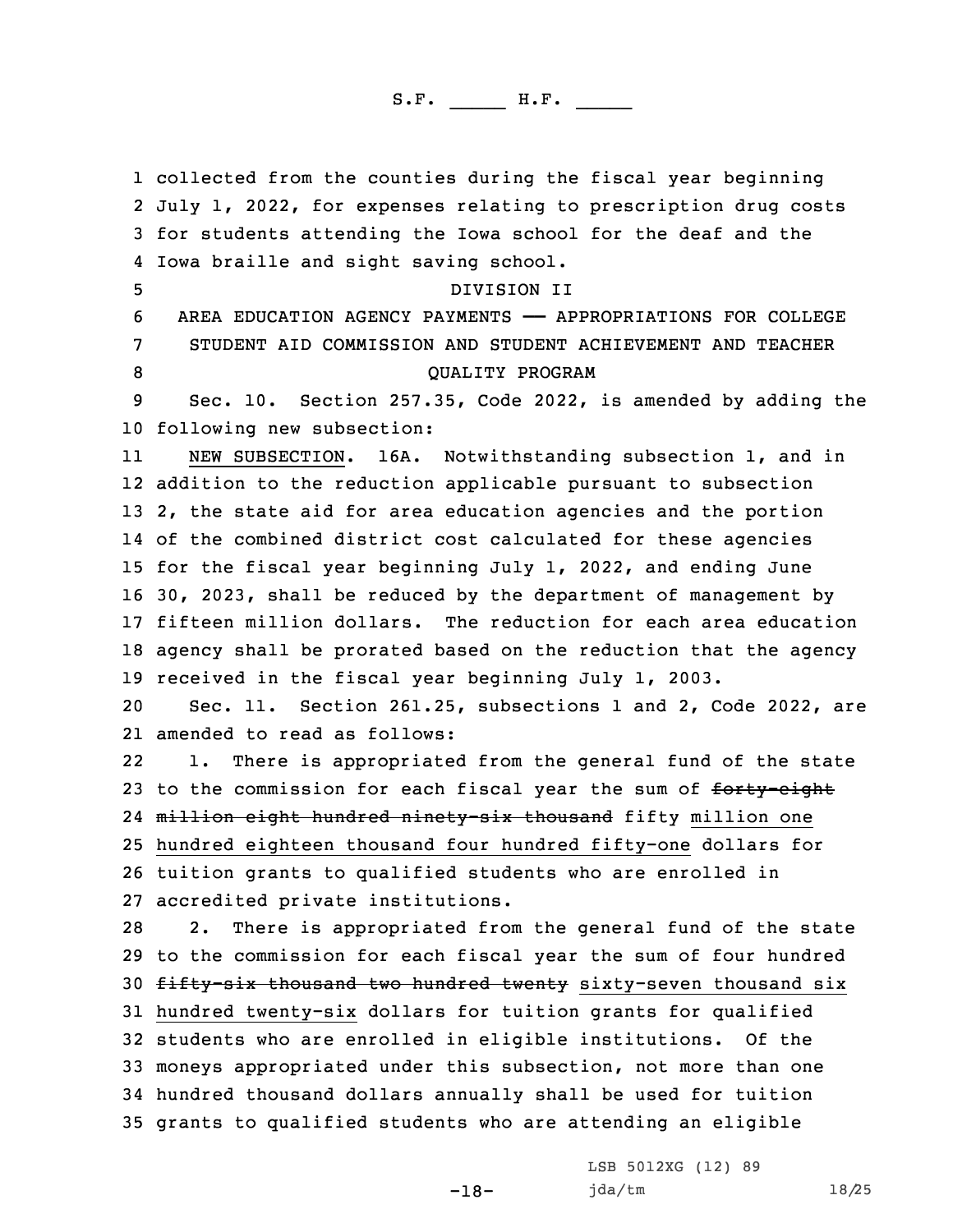collected from the counties during the fiscal year beginning July 1, 2022, for expenses relating to prescription drug costs for students attending the Iowa school for the deaf and the Iowa braille and sight saving school.

DIVISION II

AREA EDUCATION AGENCY PAYMENTS —— APPROPRIATIONS FOR COLLEGE STUDENT AID COMMISSION AND STUDENT ACHIEVEMENT AND TEACHER QUALITY PROGRAM

Sec. 10. Section 257.35, Code 2022, is amended by adding the following new subsection:

NEW SUBSECTION. 16A. Notwithstanding subsection 1, and in addition to the reduction applicable pursuant to subsection 2, the state aid for area education agencies and the portion of the combined district cost calculated for these agencies for the fiscal year beginning July 1, 2022, and ending June 30, 2023, shall be reduced by the department of management by fifteen million dollars. The reduction for each area education agency shall be prorated based on the reduction that the agency received in the fiscal year beginning July 1, 2003.

Sec. 11. Section 261.25, subsections 1 and 2, Code 2022, are amended to read as follows:

1. There is appropriated from the general fund of the state to the commission for each fiscal year the sum of ~~forty-eight million eight hundred ninety-six thousand~~ fifty million one hundred eighteen thousand four hundred fifty-one dollars for tuition grants to qualified students who are enrolled in accredited private institutions.

2. There is appropriated from the general fund of the state to the commission for each fiscal year the sum of four hundred ~~fifty-six thousand two hundred twenty~~ sixty-seven thousand six hundred twenty-six dollars for tuition grants for qualified students who are enrolled in eligible institutions. Of the moneys appropriated under this subsection, not more than one hundred thousand dollars annually shall be used for tuition grants to qualified students who are attending an eligible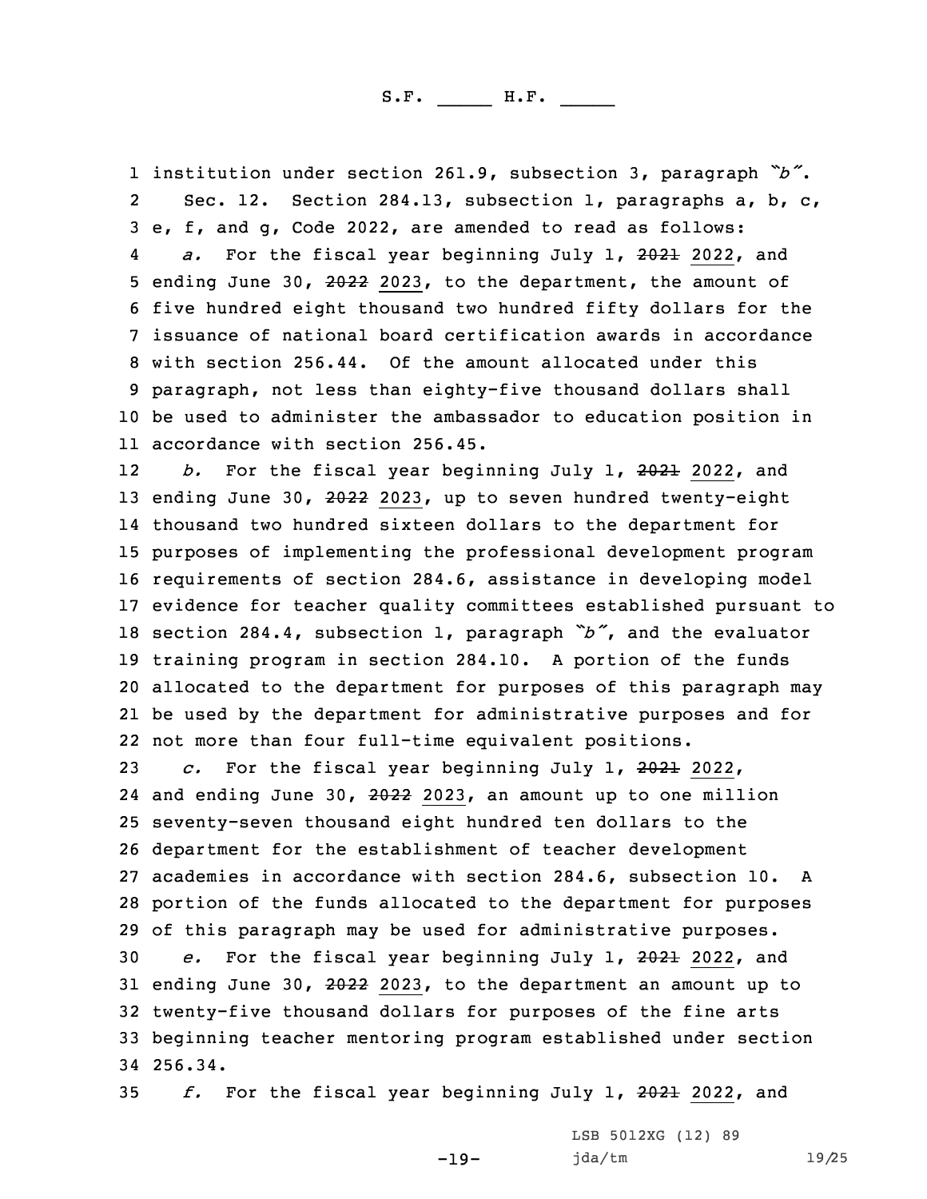institution under section 261.9, subsection 3, paragraph *"b"*.

Sec. 12. Section 284.13, subsection 1, paragraphs a, b, c, e, f, and g, Code 2022, are amended to read as follows:

*a.* For the fiscal year beginning July 1, ~~2021~~ 2022, and ending June 30, ~~2022~~ 2023, to the department, the amount of five hundred eight thousand two hundred fifty dollars for the issuance of national board certification awards in accordance with section 256.44. Of the amount allocated under this paragraph, not less than eighty-five thousand dollars shall be used to administer the ambassador to education position in accordance with section 256.45.

*b.* For the fiscal year beginning July 1, ~~2021~~ 2022, and ending June 30, ~~2022~~ 2023, up to seven hundred twenty-eight thousand two hundred sixteen dollars to the department for purposes of implementing the professional development program requirements of section 284.6, assistance in developing model evidence for teacher quality committees established pursuant to section 284.4, subsection 1, paragraph *"b"*, and the evaluator training program in section 284.10. A portion of the funds allocated to the department for purposes of this paragraph may be used by the department for administrative purposes and for not more than four full-time equivalent positions.

*c.* For the fiscal year beginning July 1, ~~2021~~ 2022, and ending June 30, ~~2022~~ 2023, an amount up to one million seventy-seven thousand eight hundred ten dollars to the department for the establishment of teacher development academies in accordance with section 284.6, subsection 10. A portion of the funds allocated to the department for purposes of this paragraph may be used for administrative purposes.

*e.* For the fiscal year beginning July 1, ~~2021~~ 2022, and ending June 30, ~~2022~~ 2023, to the department an amount up to twenty-five thousand dollars for purposes of the fine arts beginning teacher mentoring program established under section 256.34.

*f.* For the fiscal year beginning July 1, ~~2021~~ 2022, and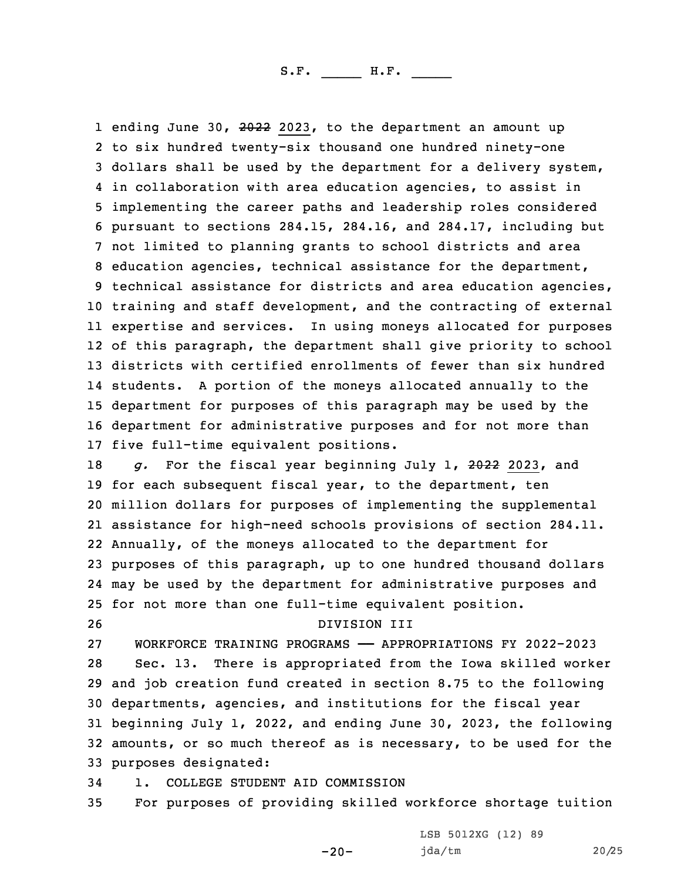ending June 30, ~~2022~~ 2023, to the department an amount up to six hundred twenty-six thousand one hundred ninety-one dollars shall be used by the department for a delivery system, in collaboration with area education agencies, to assist in implementing the career paths and leadership roles considered pursuant to sections 284.15, 284.16, and 284.17, including but not limited to planning grants to school districts and area education agencies, technical assistance for the department, technical assistance for districts and area education agencies, training and staff development, and the contracting of external expertise and services. In using moneys allocated for purposes of this paragraph, the department shall give priority to school districts with certified enrollments of fewer than six hundred students. A portion of the moneys allocated annually to the department for purposes of this paragraph may be used by the department for administrative purposes and for not more than five full-time equivalent positions.

*g.* For the fiscal year beginning July 1, ~~2022~~ 2023, and for each subsequent fiscal year, to the department, ten million dollars for purposes of implementing the supplemental assistance for high-need schools provisions of section 284.11. Annually, of the moneys allocated to the department for purposes of this paragraph, up to one hundred thousand dollars may be used by the department for administrative purposes and for not more than one full-time equivalent position.

DIVISION III

WORKFORCE TRAINING PROGRAMS —— APPROPRIATIONS FY 2022-2023

Sec. 13. There is appropriated from the Iowa skilled worker and job creation fund created in section 8.75 to the following departments, agencies, and institutions for the fiscal year beginning July 1, 2022, and ending June 30, 2023, the following amounts, or so much thereof as is necessary, to be used for the purposes designated:

1. COLLEGE STUDENT AID COMMISSION

For purposes of providing skilled workforce shortage tuition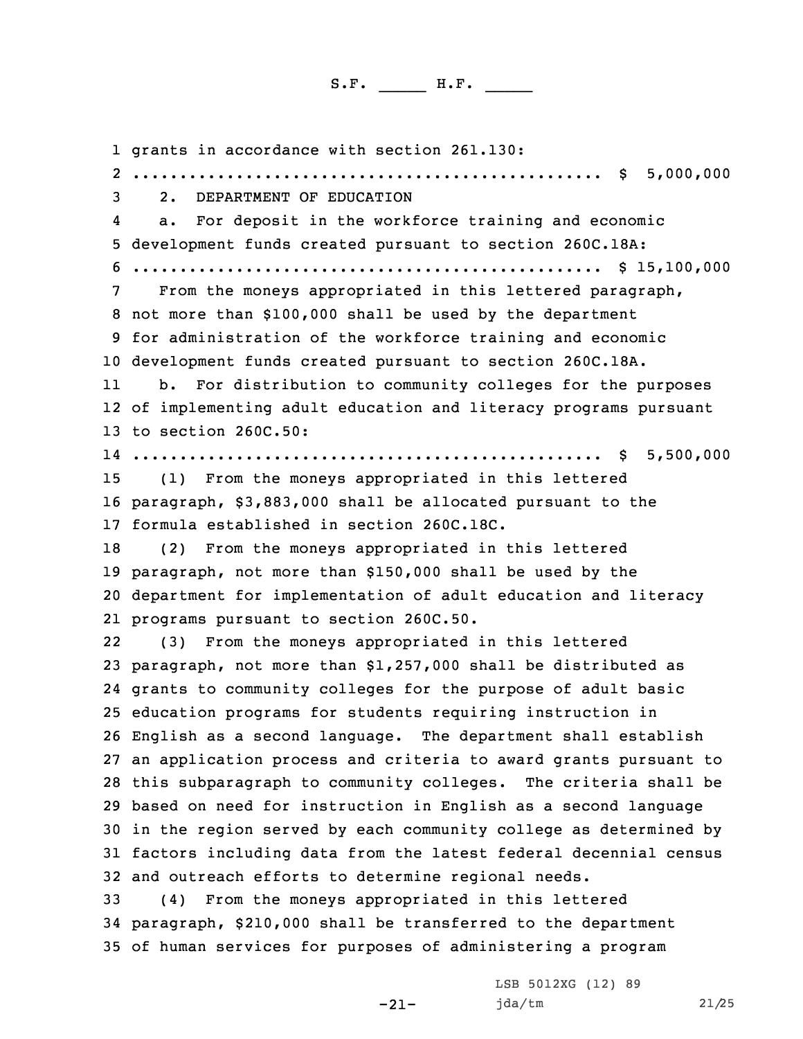grants in accordance with section 261.130:

.................................................. $ 5,000,000

2. DEPARTMENT OF EDUCATION

a. For deposit in the workforce training and economic development funds created pursuant to section 260C.18A:

.................................................. $ 15,100,000

From the moneys appropriated in this lettered paragraph, not more than $100,000 shall be used by the department for administration of the workforce training and economic development funds created pursuant to section 260C.18A.

b. For distribution to community colleges for the purposes of implementing adult education and literacy programs pursuant to section 260C.50:

.................................................. $ 5,500,000

(1) From the moneys appropriated in this lettered paragraph, $3,883,000 shall be allocated pursuant to the formula established in section 260C.18C.

(2) From the moneys appropriated in this lettered paragraph, not more than $150,000 shall be used by the department for implementation of adult education and literacy programs pursuant to section 260C.50.

(3) From the moneys appropriated in this lettered paragraph, not more than $1,257,000 shall be distributed as grants to community colleges for the purpose of adult basic education programs for students requiring instruction in English as a second language. The department shall establish an application process and criteria to award grants pursuant to this subparagraph to community colleges. The criteria shall be based on need for instruction in English as a second language in the region served by each community college as determined by factors including data from the latest federal decennial census and outreach efforts to determine regional needs.

(4) From the moneys appropriated in this lettered paragraph, $210,000 shall be transferred to the department of human services for purposes of administering a program

LSB 5012XG (12) 89
jda/tm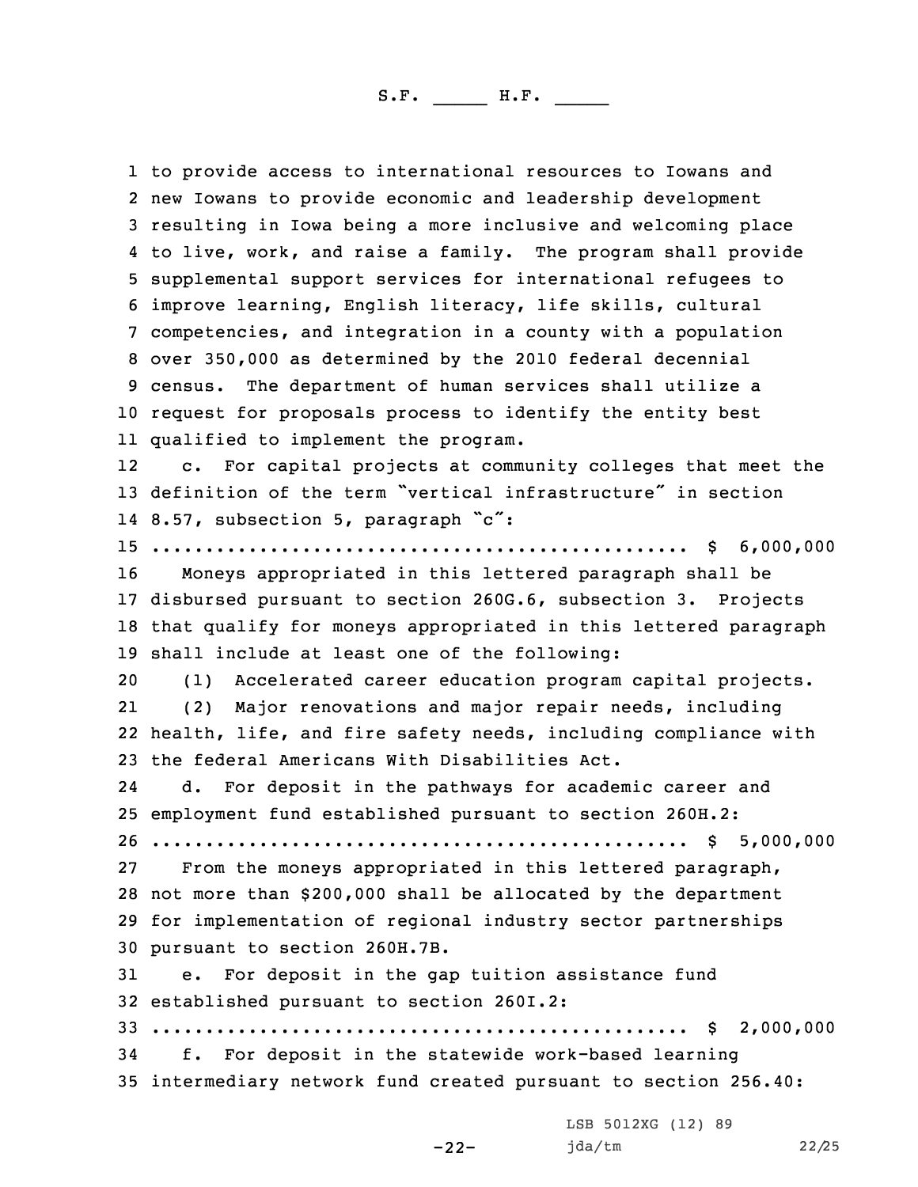to provide access to international resources to Iowans and new Iowans to provide economic and leadership development resulting in Iowa being a more inclusive and welcoming place to live, work, and raise a family. The program shall provide supplemental support services for international refugees to improve learning, English literacy, life skills, cultural competencies, and integration in a county with a population over 350,000 as determined by the 2010 federal decennial census. The department of human services shall utilize a request for proposals process to identify the entity best qualified to implement the program.

c. For capital projects at community colleges that meet the definition of the term "vertical infrastructure" in section 8.57, subsection 5, paragraph "c":

.................................................. $ 6,000,000

Moneys appropriated in this lettered paragraph shall be disbursed pursuant to section 260G.6, subsection 3. Projects that qualify for moneys appropriated in this lettered paragraph shall include at least one of the following:

(1) Accelerated career education program capital projects.

(2) Major renovations and major repair needs, including health, life, and fire safety needs, including compliance with the federal Americans With Disabilities Act.

d. For deposit in the pathways for academic career and employment fund established pursuant to section 260H.2:

.................................................. $ 5,000,000

From the moneys appropriated in this lettered paragraph, not more than $200,000 shall be allocated by the department for implementation of regional industry sector partnerships pursuant to section 260H.7B.

e. For deposit in the gap tuition assistance fund established pursuant to section 260I.2:

.................................................. $ 2,000,000

f. For deposit in the statewide work-based learning intermediary network fund created pursuant to section 256.40: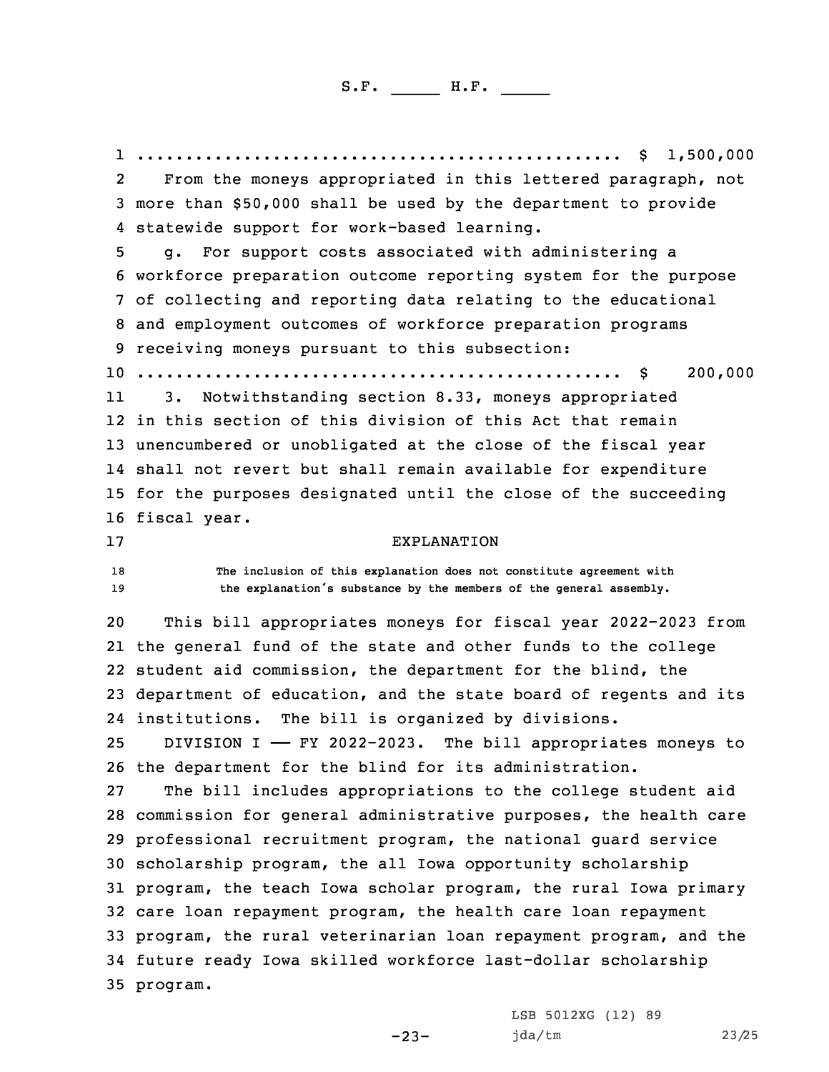.................................................. $ 1,500,000

From the moneys appropriated in this lettered paragraph, not more than $50,000 shall be used by the department to provide statewide support for work-based learning.

g. For support costs associated with administering a workforce preparation outcome reporting system for the purpose of collecting and reporting data relating to the educational and employment outcomes of workforce preparation programs receiving moneys pursuant to this subsection:

.................................................. $ 200,000

3. Notwithstanding section 8.33, moneys appropriated in this section of this division of this Act that remain unencumbered or unobligated at the close of the fiscal year shall not revert but shall remain available for expenditure for the purposes designated until the close of the succeeding fiscal year.

## EXPLANATION

The inclusion of this explanation does not constitute agreement with the explanation's substance by the members of the general assembly.

This bill appropriates moneys for fiscal year 2022-2023 from the general fund of the state and other funds to the college student aid commission, the department for the blind, the department of education, and the state board of regents and its institutions. The bill is organized by divisions.

DIVISION I —— FY 2022-2023. The bill appropriates moneys to the department for the blind for its administration.

The bill includes appropriations to the college student aid commission for general administrative purposes, the health care professional recruitment program, the national guard service scholarship program, the all Iowa opportunity scholarship program, the teach Iowa scholar program, the rural Iowa primary care loan repayment program, the health care loan repayment program, the rural veterinarian loan repayment program, and the future ready Iowa skilled workforce last-dollar scholarship program.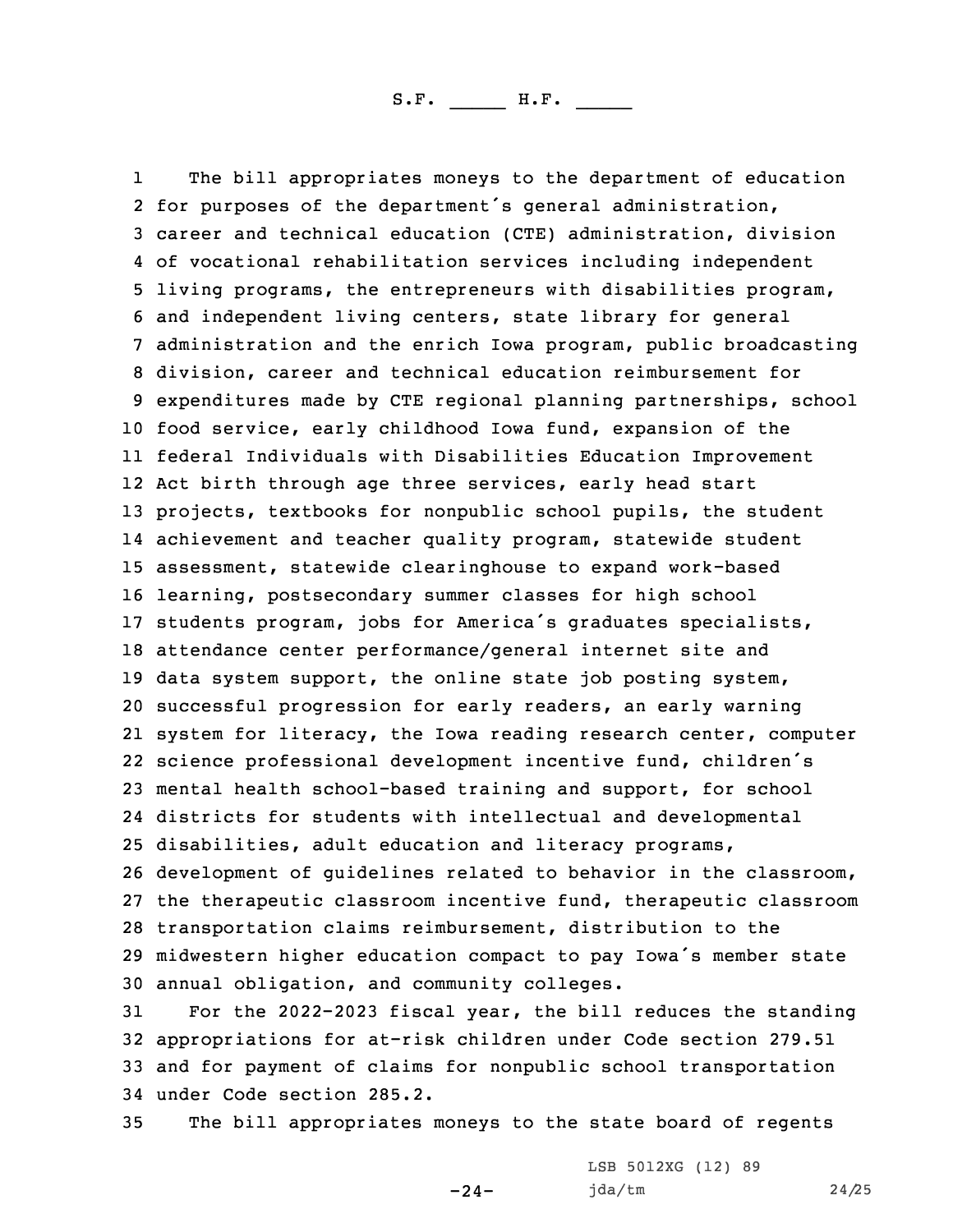The bill appropriates moneys to the department of education for purposes of the department's general administration, career and technical education (CTE) administration, division of vocational rehabilitation services including independent living programs, the entrepreneurs with disabilities program, and independent living centers, state library for general administration and the enrich Iowa program, public broadcasting division, career and technical education reimbursement for expenditures made by CTE regional planning partnerships, school food service, early childhood Iowa fund, expansion of the federal Individuals with Disabilities Education Improvement Act birth through age three services, early head start projects, textbooks for nonpublic school pupils, the student achievement and teacher quality program, statewide student assessment, statewide clearinghouse to expand work-based learning, postsecondary summer classes for high school students program, jobs for America's graduates specialists, attendance center performance/general internet site and data system support, the online state job posting system, successful progression for early readers, an early warning system for literacy, the Iowa reading research center, computer science professional development incentive fund, children's mental health school-based training and support, for school districts for students with intellectual and developmental disabilities, adult education and literacy programs, development of guidelines related to behavior in the classroom, the therapeutic classroom incentive fund, therapeutic classroom transportation claims reimbursement, distribution to the midwestern higher education compact to pay Iowa's member state annual obligation, and community colleges.

For the 2022-2023 fiscal year, the bill reduces the standing appropriations for at-risk children under Code section 279.51 and for payment of claims for nonpublic school transportation under Code section 285.2.

The bill appropriates moneys to the state board of regents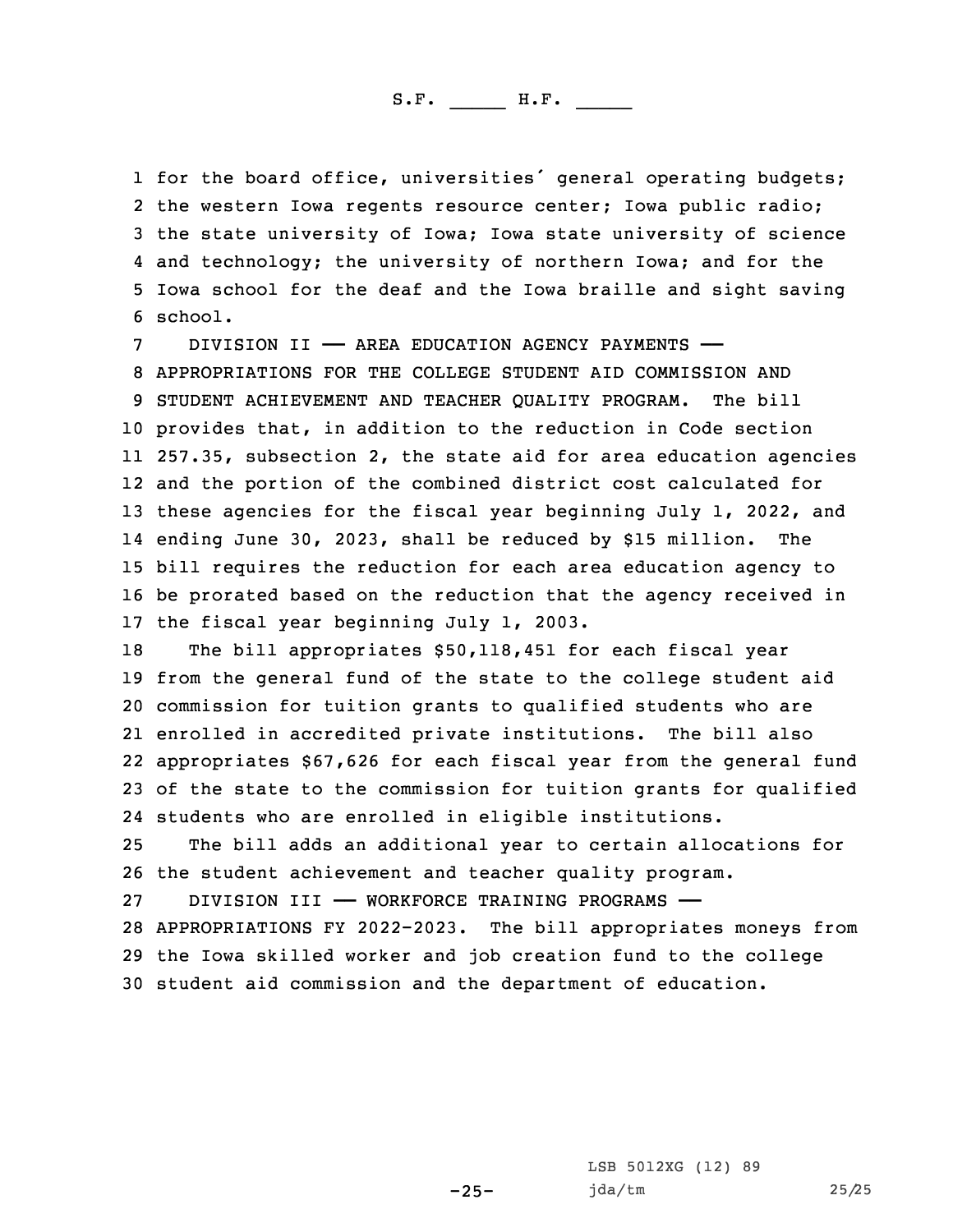for the board office, universities' general operating budgets; the western Iowa regents resource center; Iowa public radio; the state university of Iowa; Iowa state university of science and technology; the university of northern Iowa; and for the Iowa school for the deaf and the Iowa braille and sight saving school.

DIVISION II —— AREA EDUCATION AGENCY PAYMENTS —— APPROPRIATIONS FOR THE COLLEGE STUDENT AID COMMISSION AND STUDENT ACHIEVEMENT AND TEACHER QUALITY PROGRAM. The bill provides that, in addition to the reduction in Code section 257.35, subsection 2, the state aid for area education agencies and the portion of the combined district cost calculated for these agencies for the fiscal year beginning July 1, 2022, and ending June 30, 2023, shall be reduced by $15 million. The bill requires the reduction for each area education agency to be prorated based on the reduction that the agency received in the fiscal year beginning July 1, 2003.

The bill appropriates $50,118,451 for each fiscal year from the general fund of the state to the college student aid commission for tuition grants to qualified students who are enrolled in accredited private institutions. The bill also appropriates $67,626 for each fiscal year from the general fund of the state to the commission for tuition grants for qualified students who are enrolled in eligible institutions.

The bill adds an additional year to certain allocations for the student achievement and teacher quality program.

DIVISION III —— WORKFORCE TRAINING PROGRAMS —— APPROPRIATIONS FY 2022-2023. The bill appropriates moneys from the Iowa skilled worker and job creation fund to the college student aid commission and the department of education.